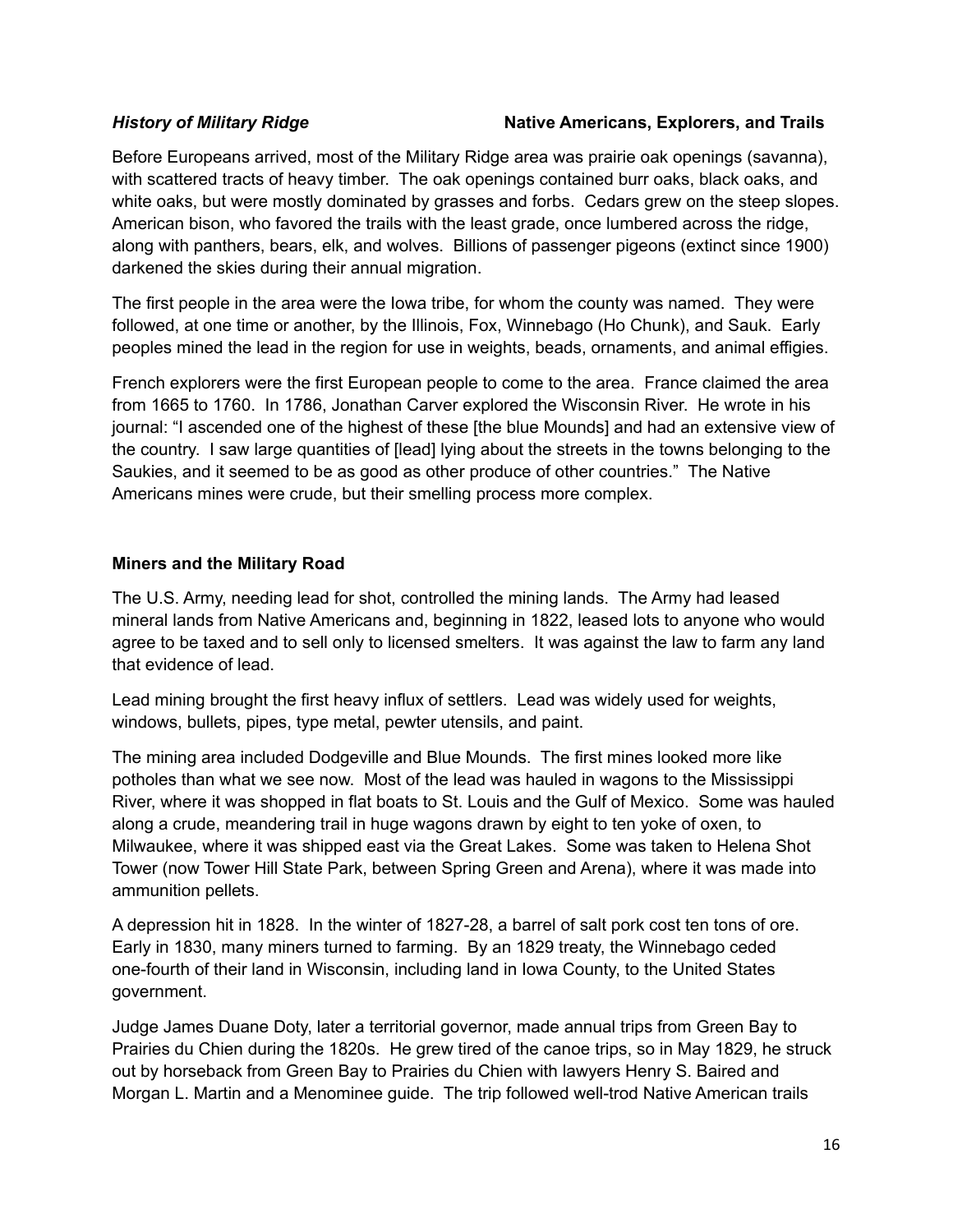*History of Military Ridge* **Native Americans, Explorers, and Trails**

Before Europeans arrived, most of the Military Ridge area was prairie oak openings (savanna), with scattered tracts of heavy timber. The oak openings contained burr oaks, black oaks, and white oaks, but were mostly dominated by grasses and forbs. Cedars grew on the steep slopes. American bison, who favored the trails with the least grade, once lumbered across the ridge, along with panthers, bears, elk, and wolves. Billions of passenger pigeons (extinct since 1900) darkened the skies during their annual migration.

The first people in the area were the Iowa tribe, for whom the county was named. They were followed, at one time or another, by the Illinois, Fox, Winnebago (Ho Chunk), and Sauk. Early peoples mined the lead in the region for use in weights, beads, ornaments, and animal effigies.

French explorers were the first European people to come to the area. France claimed the area from 1665 to 1760. In 1786, Jonathan Carver explored the Wisconsin River. He wrote in his journal: "I ascended one of the highest of these [the blue Mounds] and had an extensive view of the country. I saw large quantities of [lead] lying about the streets in the towns belonging to the Saukies, and it seemed to be as good as other produce of other countries." The Native Americans mines were crude, but their smelling process more complex.

## Miners and the Military Road

The U.S. Army, needing lead for shot, controlled the mining lands. The Army had leased mineral lands from Native Americans and, beginning in 1822, leased lots to anyone who would agree to be taxed and to sell only to licensed smelters. It was against the law to farm any land that evidence of lead.

Lead mining brought the first heavy influx of settlers. Lead was widely used for weights, windows, bullets, pipes, type metal, pewter utensils, and paint.

The mining area included Dodgeville and Blue Mounds. The first mines looked more like potholes than what we see now. Most of the lead was hauled in wagons to the Mississippi River, where it was shopped in flat boats to St. Louis and the Gulf of Mexico. Some was hauled along a crude, meandering trail in huge wagons drawn by eight to ten yoke of oxen, to Milwaukee, where it was shipped east via the Great Lakes. Some was taken to Helena Shot Tower (now Tower Hill State Park, between Spring Green and Arena), where it was made into ammunition pellets.

A depression hit in 1828. In the winter of 1827-28, a barrel of salt pork cost ten tons of ore. Early in 1830, many miners turned to farming. By an 1829 treaty, the Winnebago ceded one-fourth of their land in Wisconsin, including land in Iowa County, to the United States government.

Judge James Duane Doty, later a territorial governor, made annual trips from Green Bay to Prairies du Chien during the 1820s. He grew tired of the canoe trips, so in May 1829, he struck out by horseback from Green Bay to Prairies du Chien with lawyers Henry S. Baired and Morgan L. Martin and a Menominee guide. The trip followed well-trod Native American trails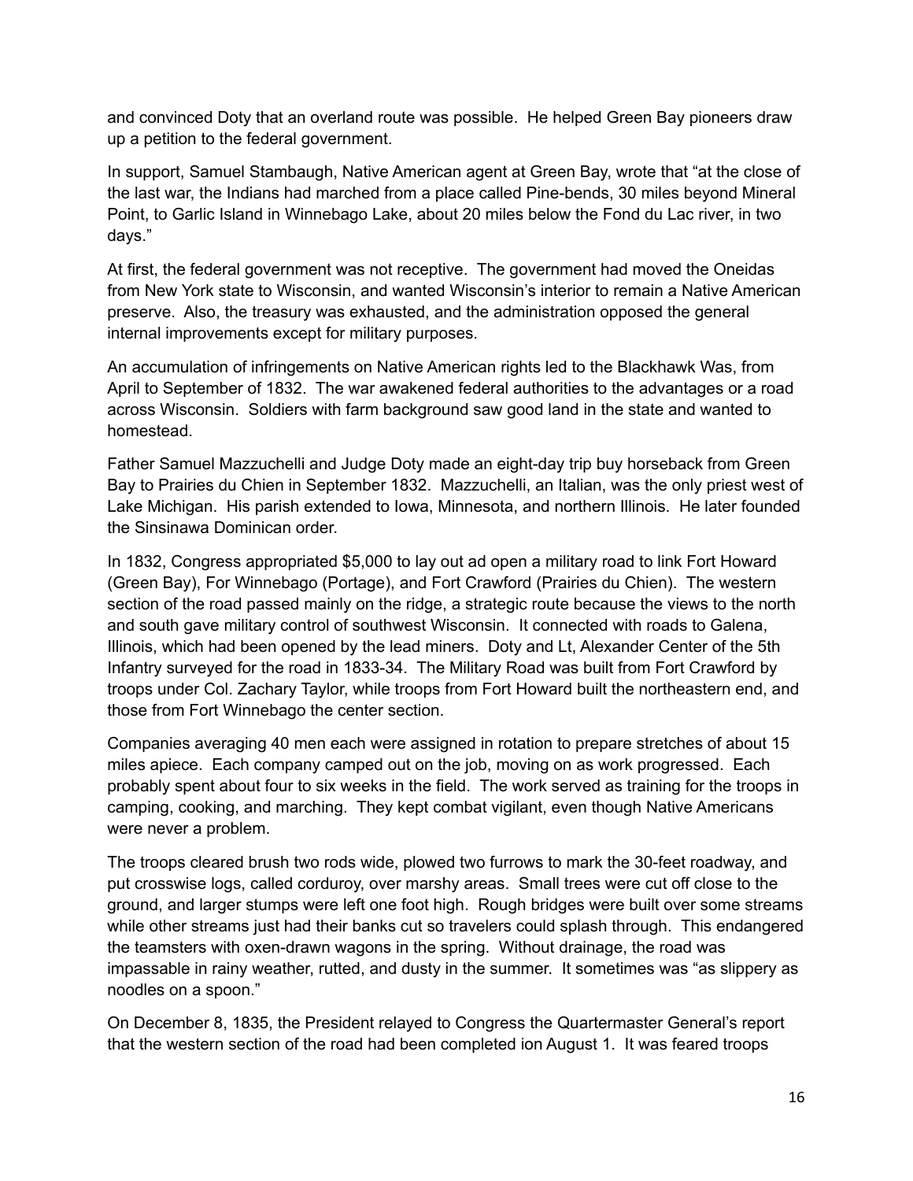and convinced Doty that an overland route was possible. He helped Green Bay pioneers draw up a petition to the federal government.

In support, Samuel Stambaugh, Native American agent at Green Bay, wrote that "at the close of the last war, the Indians had marched from a place called Pine-bends, 30 miles beyond Mineral Point, to Garlic Island in Winnebago Lake, about 20 miles below the Fond du Lac river, in two days."

At first, the federal government was not receptive. The government had moved the Oneidas from New York state to Wisconsin, and wanted Wisconsin's interior to remain a Native American preserve. Also, the treasury was exhausted, and the administration opposed the general internal improvements except for military purposes.

An accumulation of infringements on Native American rights led to the Blackhawk Was, from April to September of 1832. The war awakened federal authorities to the advantages or a road across Wisconsin. Soldiers with farm background saw good land in the state and wanted to homestead.

Father Samuel Mazzuchelli and Judge Doty made an eight-day trip buy horseback from Green Bay to Prairies du Chien in September 1832. Mazzuchelli, an Italian, was the only priest west of Lake Michigan. His parish extended to Iowa, Minnesota, and northern Illinois. He later founded the Sinsinawa Dominican order.

In 1832, Congress appropriated $5,000 to lay out ad open a military road to link Fort Howard (Green Bay), For Winnebago (Portage), and Fort Crawford (Prairies du Chien). The western section of the road passed mainly on the ridge, a strategic route because the views to the north and south gave military control of southwest Wisconsin. It connected with roads to Galena, Illinois, which had been opened by the lead miners. Doty and Lt, Alexander Center of the 5th Infantry surveyed for the road in 1833-34. The Military Road was built from Fort Crawford by troops under Col. Zachary Taylor, while troops from Fort Howard built the northeastern end, and those from Fort Winnebago the center section.

Companies averaging 40 men each were assigned in rotation to prepare stretches of about 15 miles apiece. Each company camped out on the job, moving on as work progressed. Each probably spent about four to six weeks in the field. The work served as training for the troops in camping, cooking, and marching. They kept combat vigilant, even though Native Americans were never a problem.

The troops cleared brush two rods wide, plowed two furrows to mark the 30-feet roadway, and put crosswise logs, called corduroy, over marshy areas. Small trees were cut off close to the ground, and larger stumps were left one foot high. Rough bridges were built over some streams while other streams just had their banks cut so travelers could splash through. This endangered the teamsters with oxen-drawn wagons in the spring. Without drainage, the road was impassable in rainy weather, rutted, and dusty in the summer. It sometimes was "as slippery as noodles on a spoon."

On December 8, 1835, the President relayed to Congress the Quartermaster General's report that the western section of the road had been completed ion August 1. It was feared troops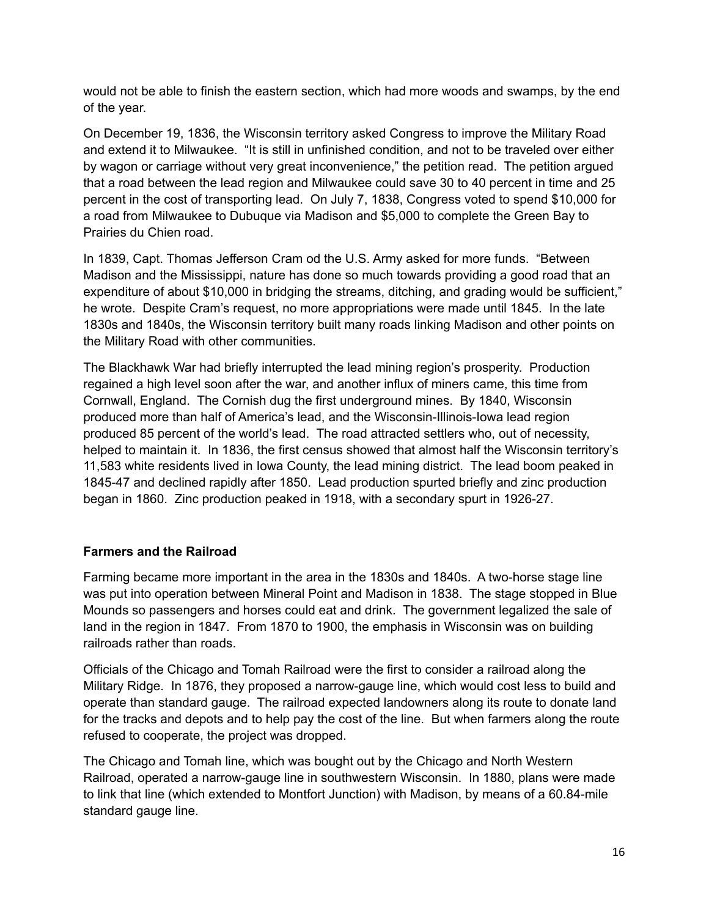would not be able to finish the eastern section, which had more woods and swamps, by the end of the year.

On December 19, 1836, the Wisconsin territory asked Congress to improve the Military Road and extend it to Milwaukee. "It is still in unfinished condition, and not to be traveled over either by wagon or carriage without very great inconvenience," the petition read. The petition argued that a road between the lead region and Milwaukee could save 30 to 40 percent in time and 25 percent in the cost of transporting lead. On July 7, 1838, Congress voted to spend $10,000 for a road from Milwaukee to Dubuque via Madison and $5,000 to complete the Green Bay to Prairies du Chien road.

In 1839, Capt. Thomas Jefferson Cram od the U.S. Army asked for more funds. "Between Madison and the Mississippi, nature has done so much towards providing a good road that an expenditure of about $10,000 in bridging the streams, ditching, and grading would be sufficient," he wrote. Despite Cram's request, no more appropriations were made until 1845. In the late 1830s and 1840s, the Wisconsin territory built many roads linking Madison and other points on the Military Road with other communities.

The Blackhawk War had briefly interrupted the lead mining region's prosperity. Production regained a high level soon after the war, and another influx of miners came, this time from Cornwall, England. The Cornish dug the first underground mines. By 1840, Wisconsin produced more than half of America's lead, and the Wisconsin-Illinois-Iowa lead region produced 85 percent of the world's lead. The road attracted settlers who, out of necessity, helped to maintain it. In 1836, the first census showed that almost half the Wisconsin territory's 11,583 white residents lived in Iowa County, the lead mining district. The lead boom peaked in 1845-47 and declined rapidly after 1850. Lead production spurted briefly and zinc production began in 1860. Zinc production peaked in 1918, with a secondary spurt in 1926-27.

## Farmers and the Railroad

Farming became more important in the area in the 1830s and 1840s. A two-horse stage line was put into operation between Mineral Point and Madison in 1838. The stage stopped in Blue Mounds so passengers and horses could eat and drink. The government legalized the sale of land in the region in 1847. From 1870 to 1900, the emphasis in Wisconsin was on building railroads rather than roads.

Officials of the Chicago and Tomah Railroad were the first to consider a railroad along the Military Ridge. In 1876, they proposed a narrow-gauge line, which would cost less to build and operate than standard gauge. The railroad expected landowners along its route to donate land for the tracks and depots and to help pay the cost of the line. But when farmers along the route refused to cooperate, the project was dropped.

The Chicago and Tomah line, which was bought out by the Chicago and North Western Railroad, operated a narrow-gauge line in southwestern Wisconsin. In 1880, plans were made to link that line (which extended to Montfort Junction) with Madison, by means of a 60.84-mile standard gauge line.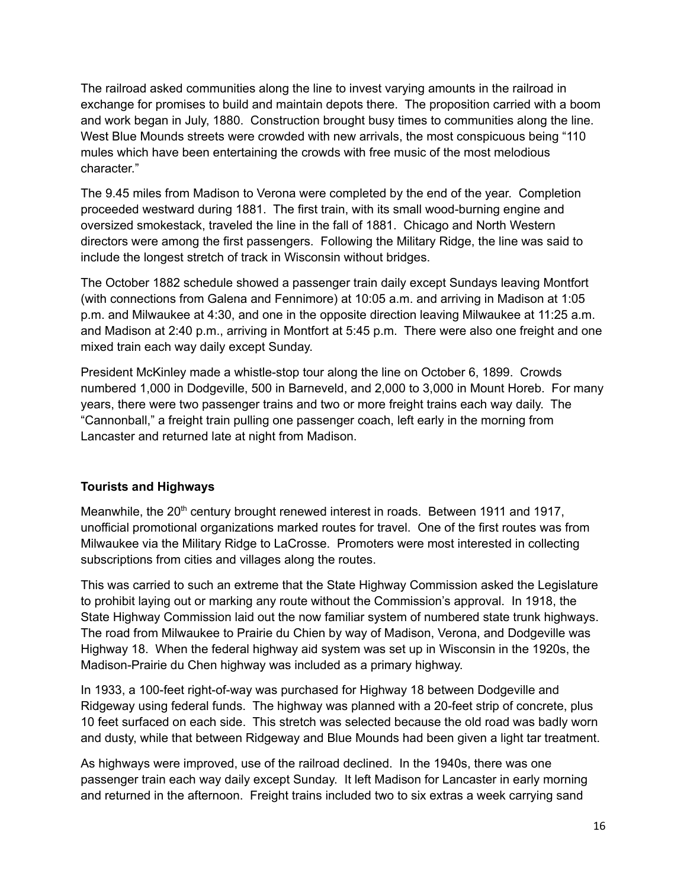The railroad asked communities along the line to invest varying amounts in the railroad in exchange for promises to build and maintain depots there. The proposition carried with a boom and work began in July, 1880. Construction brought busy times to communities along the line. West Blue Mounds streets were crowded with new arrivals, the most conspicuous being "110 mules which have been entertaining the crowds with free music of the most melodious character."

The 9.45 miles from Madison to Verona were completed by the end of the year. Completion proceeded westward during 1881. The first train, with its small wood-burning engine and oversized smokestack, traveled the line in the fall of 1881. Chicago and North Western directors were among the first passengers. Following the Military Ridge, the line was said to include the longest stretch of track in Wisconsin without bridges.

The October 1882 schedule showed a passenger train daily except Sundays leaving Montfort (with connections from Galena and Fennimore) at 10:05 a.m. and arriving in Madison at 1:05 p.m. and Milwaukee at 4:30, and one in the opposite direction leaving Milwaukee at 11:25 a.m. and Madison at 2:40 p.m., arriving in Montfort at 5:45 p.m. There were also one freight and one mixed train each way daily except Sunday.

President McKinley made a whistle-stop tour along the line on October 6, 1899. Crowds numbered 1,000 in Dodgeville, 500 in Barneveld, and 2,000 to 3,000 in Mount Horeb. For many years, there were two passenger trains and two or more freight trains each way daily. The "Cannonball," a freight train pulling one passenger coach, left early in the morning from Lancaster and returned late at night from Madison.

**Tourists and Highways**

Meanwhile, the 20th century brought renewed interest in roads. Between 1911 and 1917, unofficial promotional organizations marked routes for travel. One of the first routes was from Milwaukee via the Military Ridge to LaCrosse. Promoters were most interested in collecting subscriptions from cities and villages along the routes.

This was carried to such an extreme that the State Highway Commission asked the Legislature to prohibit laying out or marking any route without the Commission's approval. In 1918, the State Highway Commission laid out the now familiar system of numbered state trunk highways. The road from Milwaukee to Prairie du Chien by way of Madison, Verona, and Dodgeville was Highway 18. When the federal highway aid system was set up in Wisconsin in the 1920s, the Madison-Prairie du Chen highway was included as a primary highway.

In 1933, a 100-feet right-of-way was purchased for Highway 18 between Dodgeville and Ridgeway using federal funds. The highway was planned with a 20-feet strip of concrete, plus 10 feet surfaced on each side. This stretch was selected because the old road was badly worn and dusty, while that between Ridgeway and Blue Mounds had been given a light tar treatment.

As highways were improved, use of the railroad declined. In the 1940s, there was one passenger train each way daily except Sunday. It left Madison for Lancaster in early morning and returned in the afternoon. Freight trains included two to six extras a week carrying sand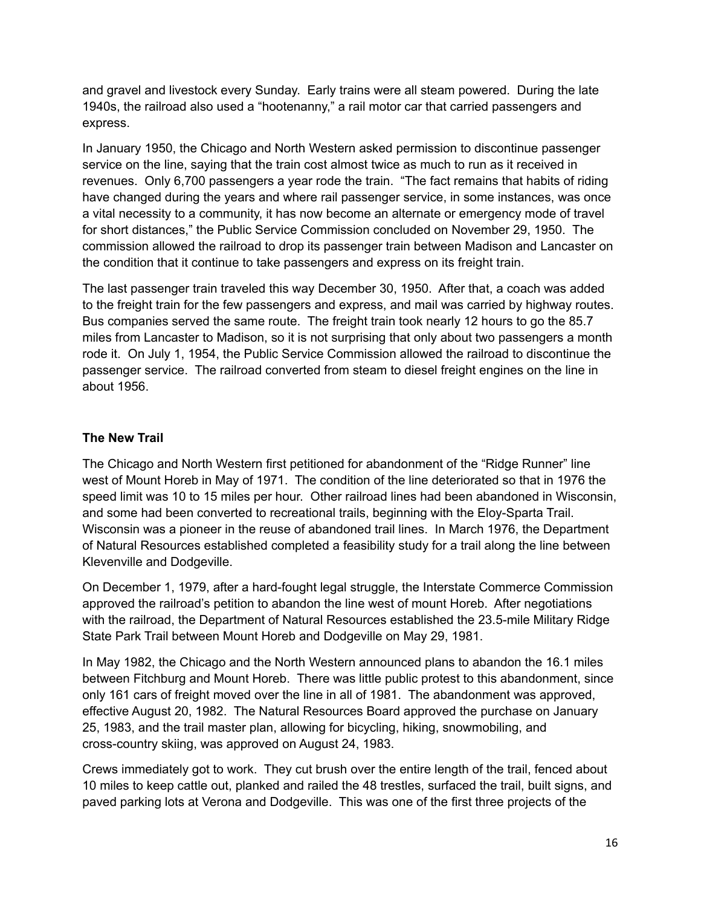and gravel and livestock every Sunday. Early trains were all steam powered. During the late 1940s, the railroad also used a "hootenanny," a rail motor car that carried passengers and express.

In January 1950, the Chicago and North Western asked permission to discontinue passenger service on the line, saying that the train cost almost twice as much to run as it received in revenues. Only 6,700 passengers a year rode the train. "The fact remains that habits of riding have changed during the years and where rail passenger service, in some instances, was once a vital necessity to a community, it has now become an alternate or emergency mode of travel for short distances," the Public Service Commission concluded on November 29, 1950. The commission allowed the railroad to drop its passenger train between Madison and Lancaster on the condition that it continue to take passengers and express on its freight train.

The last passenger train traveled this way December 30, 1950. After that, a coach was added to the freight train for the few passengers and express, and mail was carried by highway routes. Bus companies served the same route. The freight train took nearly 12 hours to go the 85.7 miles from Lancaster to Madison, so it is not surprising that only about two passengers a month rode it. On July 1, 1954, the Public Service Commission allowed the railroad to discontinue the passenger service. The railroad converted from steam to diesel freight engines on the line in about 1956.

### The New Trail

The Chicago and North Western first petitioned for abandonment of the "Ridge Runner" line west of Mount Horeb in May of 1971. The condition of the line deteriorated so that in 1976 the speed limit was 10 to 15 miles per hour. Other railroad lines had been abandoned in Wisconsin, and some had been converted to recreational trails, beginning with the Eloy-Sparta Trail. Wisconsin was a pioneer in the reuse of abandoned trail lines. In March 1976, the Department of Natural Resources established completed a feasibility study for a trail along the line between Klevenville and Dodgeville.

On December 1, 1979, after a hard-fought legal struggle, the Interstate Commerce Commission approved the railroad's petition to abandon the line west of mount Horeb. After negotiations with the railroad, the Department of Natural Resources established the 23.5-mile Military Ridge State Park Trail between Mount Horeb and Dodgeville on May 29, 1981.

In May 1982, the Chicago and the North Western announced plans to abandon the 16.1 miles between Fitchburg and Mount Horeb. There was little public protest to this abandonment, since only 161 cars of freight moved over the line in all of 1981. The abandonment was approved, effective August 20, 1982. The Natural Resources Board approved the purchase on January 25, 1983, and the trail master plan, allowing for bicycling, hiking, snowmobiling, and cross-country skiing, was approved on August 24, 1983.

Crews immediately got to work. They cut brush over the entire length of the trail, fenced about 10 miles to keep cattle out, planked and railed the 48 trestles, surfaced the trail, built signs, and paved parking lots at Verona and Dodgeville. This was one of the first three projects of the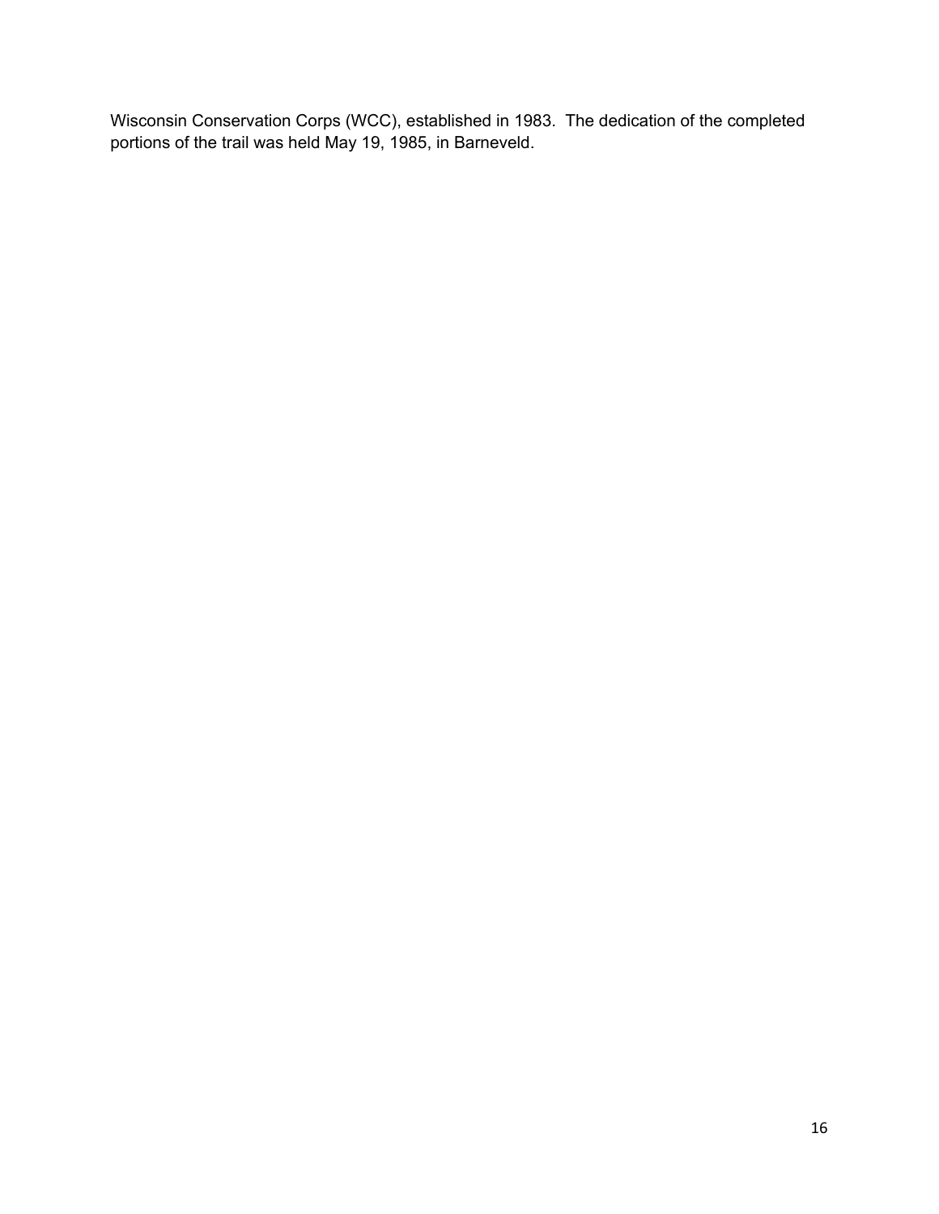Wisconsin Conservation Corps (WCC), established in 1983. The dedication of the completed portions of the trail was held May 19, 1985, in Barneveld.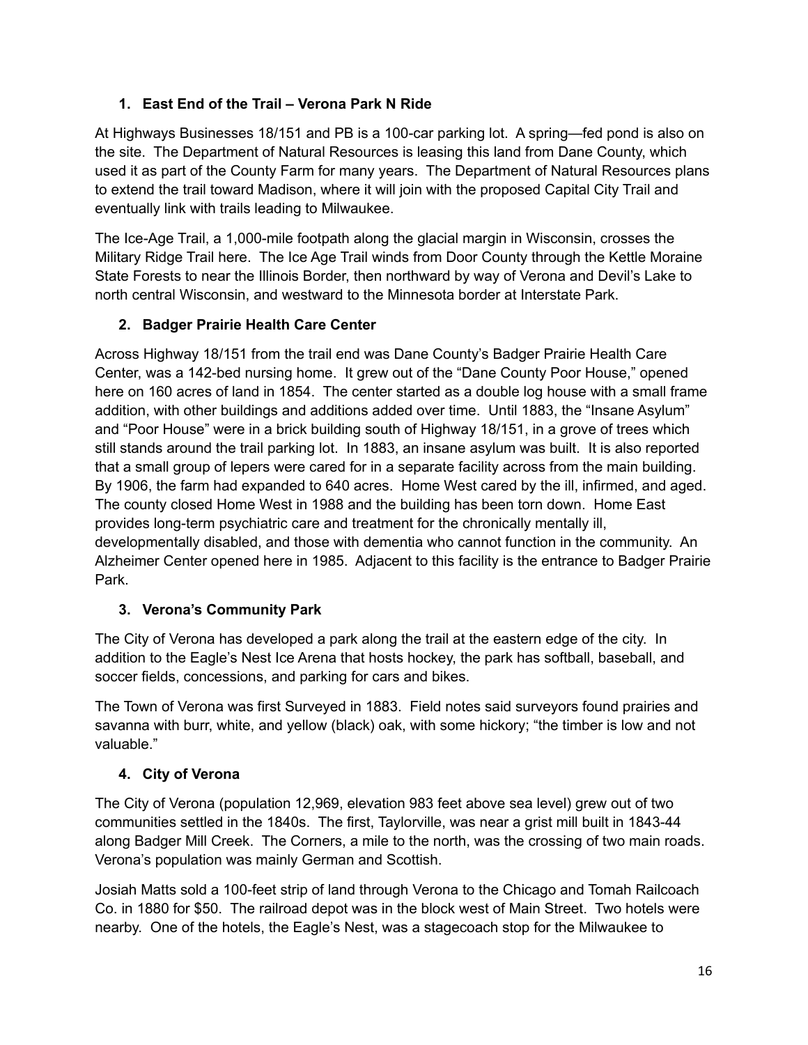1. **East End of the Trail – Verona Park N Ride**

At Highways Businesses 18/151 and PB is a 100-car parking lot. A spring—fed pond is also on the site. The Department of Natural Resources is leasing this land from Dane County, which used it as part of the County Farm for many years. The Department of Natural Resources plans to extend the trail toward Madison, where it will join with the proposed Capital City Trail and eventually link with trails leading to Milwaukee.

The Ice-Age Trail, a 1,000-mile footpath along the glacial margin in Wisconsin, crosses the Military Ridge Trail here. The Ice Age Trail winds from Door County through the Kettle Moraine State Forests to near the Illinois Border, then northward by way of Verona and Devil's Lake to north central Wisconsin, and westward to the Minnesota border at Interstate Park.

2. **Badger Prairie Health Care Center**

Across Highway 18/151 from the trail end was Dane County's Badger Prairie Health Care Center, was a 142-bed nursing home. It grew out of the "Dane County Poor House," opened here on 160 acres of land in 1854. The center started as a double log house with a small frame addition, with other buildings and additions added over time. Until 1883, the "Insane Asylum" and "Poor House" were in a brick building south of Highway 18/151, in a grove of trees which still stands around the trail parking lot. In 1883, an insane asylum was built. It is also reported that a small group of lepers were cared for in a separate facility across from the main building. By 1906, the farm had expanded to 640 acres. Home West cared by the ill, infirmed, and aged. The county closed Home West in 1988 and the building has been torn down. Home East provides long-term psychiatric care and treatment for the chronically mentally ill, developmentally disabled, and those with dementia who cannot function in the community. An Alzheimer Center opened here in 1985. Adjacent to this facility is the entrance to Badger Prairie Park.

3. **Verona's Community Park**

The City of Verona has developed a park along the trail at the eastern edge of the city. In addition to the Eagle's Nest Ice Arena that hosts hockey, the park has softball, baseball, and soccer fields, concessions, and parking for cars and bikes.

The Town of Verona was first Surveyed in 1883. Field notes said surveyors found prairies and savanna with burr, white, and yellow (black) oak, with some hickory; "the timber is low and not valuable."

4. **City of Verona**

The City of Verona (population 12,969, elevation 983 feet above sea level) grew out of two communities settled in the 1840s. The first, Taylorville, was near a grist mill built in 1843-44 along Badger Mill Creek. The Corners, a mile to the north, was the crossing of two main roads. Verona's population was mainly German and Scottish.

Josiah Matts sold a 100-feet strip of land through Verona to the Chicago and Tomah Railcoach Co. in 1880 for $50. The railroad depot was in the block west of Main Street. Two hotels were nearby. One of the hotels, the Eagle's Nest, was a stagecoach stop for the Milwaukee to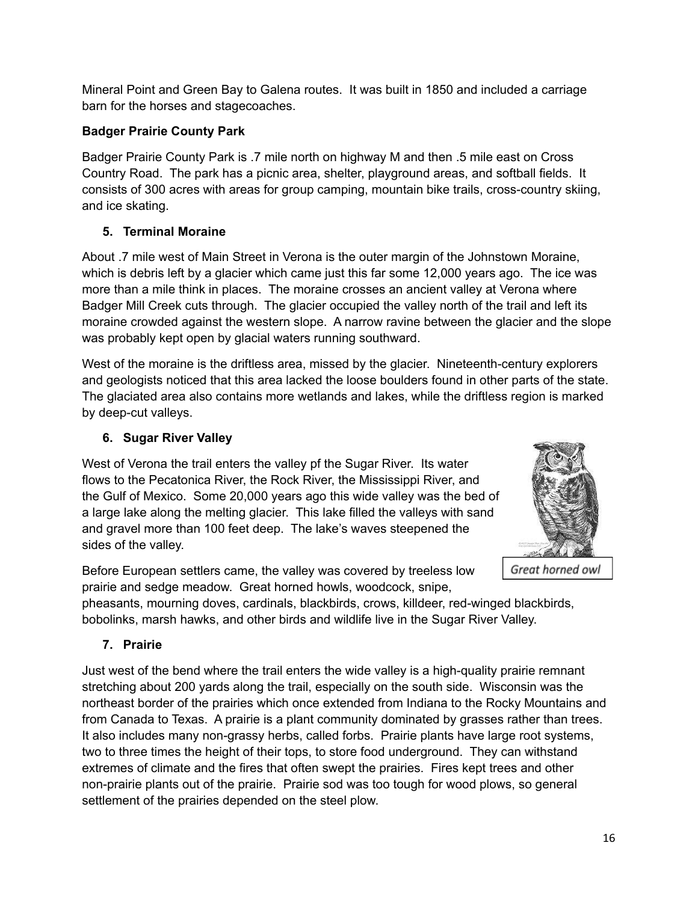Mineral Point and Green Bay to Galena routes. It was built in 1850 and included a carriage barn for the horses and stagecoaches.

**Badger Prairie County Park**

Badger Prairie County Park is .7 mile north on highway M and then .5 mile east on Cross Country Road. The park has a picnic area, shelter, playground areas, and softball fields. It consists of 300 acres with areas for group camping, mountain bike trails, cross-country skiing, and ice skating.

5. **Terminal Moraine**

About .7 mile west of Main Street in Verona is the outer margin of the Johnstown Moraine, which is debris left by a glacier which came just this far some 12,000 years ago. The ice was more than a mile think in places. The moraine crosses an ancient valley at Verona where Badger Mill Creek cuts through. The glacier occupied the valley north of the trail and left its moraine crowded against the western slope. A narrow ravine between the glacier and the slope was probably kept open by glacial waters running southward.

West of the moraine is the driftless area, missed by the glacier. Nineteenth-century explorers and geologists noticed that this area lacked the loose boulders found in other parts of the state. The glaciated area also contains more wetlands and lakes, while the driftless region is marked by deep-cut valleys.

6. **Sugar River Valley**

West of Verona the trail enters the valley pf the Sugar River. Its water flows to the Pecatonica River, the Rock River, the Mississippi River, and the Gulf of Mexico. Some 20,000 years ago this wide valley was the bed of a large lake along the melting glacier. This lake filled the valleys with sand and gravel more than 100 feet deep. The lake's waves steepened the sides of the valley.

*Great horned owl*

Before European settlers came, the valley was covered by treeless low prairie and sedge meadow. Great horned howls, woodcock, snipe, pheasants, mourning doves, cardinals, blackbirds, crows, killdeer, red-winged blackbirds, bobolinks, marsh hawks, and other birds and wildlife live in the Sugar River Valley.

7. **Prairie**

Just west of the bend where the trail enters the wide valley is a high-quality prairie remnant stretching about 200 yards along the trail, especially on the south side. Wisconsin was the northeast border of the prairies which once extended from Indiana to the Rocky Mountains and from Canada to Texas. A prairie is a plant community dominated by grasses rather than trees. It also includes many non-grassy herbs, called forbs. Prairie plants have large root systems, two to three times the height of their tops, to store food underground. They can withstand extremes of climate and the fires that often swept the prairies. Fires kept trees and other non-prairie plants out of the prairie. Prairie sod was too tough for wood plows, so general settlement of the prairies depended on the steel plow.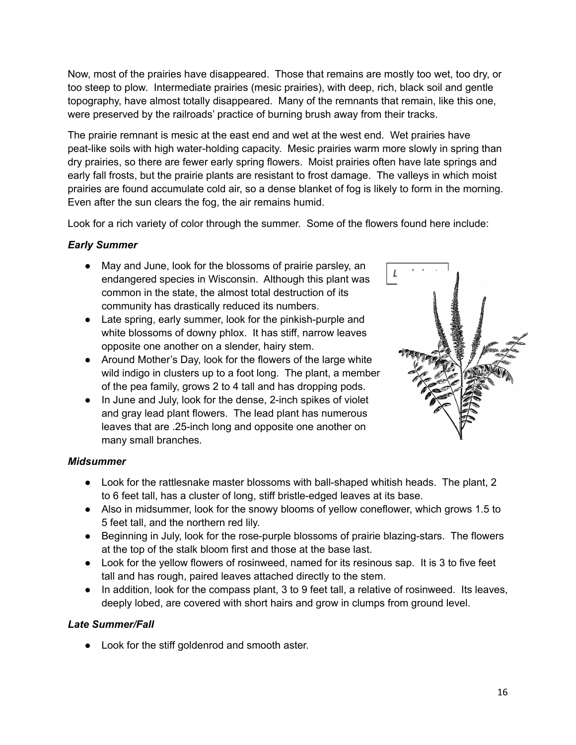Now, most of the prairies have disappeared. Those that remains are mostly too wet, too dry, or too steep to plow. Intermediate prairies (mesic prairies), with deep, rich, black soil and gentle topography, have almost totally disappeared. Many of the remnants that remain, like this one, were preserved by the railroads' practice of burning brush away from their tracks.

The prairie remnant is mesic at the east end and wet at the west end. Wet prairies have peat-like soils with high water-holding capacity. Mesic prairies warm more slowly in spring than dry prairies, so there are fewer early spring flowers. Moist prairies often have late springs and early fall frosts, but the prairie plants are resistant to frost damage. The valleys in which moist prairies are found accumulate cold air, so a dense blanket of fog is likely to form in the morning. Even after the sun clears the fog, the air remains humid.

Look for a rich variety of color through the summer. Some of the flowers found here include:

***Early Summer***

- May and June, look for the blossoms of prairie parsley, an endangered species in Wisconsin. Although this plant was common in the state, the almost total destruction of its community has drastically reduced its numbers.
- Late spring, early summer, look for the pinkish-purple and white blossoms of downy phlox. It has stiff, narrow leaves opposite one another on a slender, hairy stem.
- Around Mother's Day, look for the flowers of the large white wild indigo in clusters up to a foot long. The plant, a member of the pea family, grows 2 to 4 tall and has dropping pods.
- In June and July, look for the dense, 2-inch spikes of violet and gray lead plant flowers. The lead plant has numerous leaves that are .25-inch long and opposite one another on many small branches.

***Midsummer***

- Look for the rattlesnake master blossoms with ball-shaped whitish heads. The plant, 2 to 6 feet tall, has a cluster of long, stiff bristle-edged leaves at its base.
- Also in midsummer, look for the snowy blooms of yellow coneflower, which grows 1.5 to 5 feet tall, and the northern red lily.
- Beginning in July, look for the rose-purple blossoms of prairie blazing-stars. The flowers at the top of the stalk bloom first and those at the base last.
- Look for the yellow flowers of rosinweed, named for its resinous sap. It is 3 to five feet tall and has rough, paired leaves attached directly to the stem.
- In addition, look for the compass plant, 3 to 9 feet tall, a relative of rosinweed. Its leaves, deeply lobed, are covered with short hairs and grow in clumps from ground level.

***Late Summer/Fall***

- Look for the stiff goldenrod and smooth aster.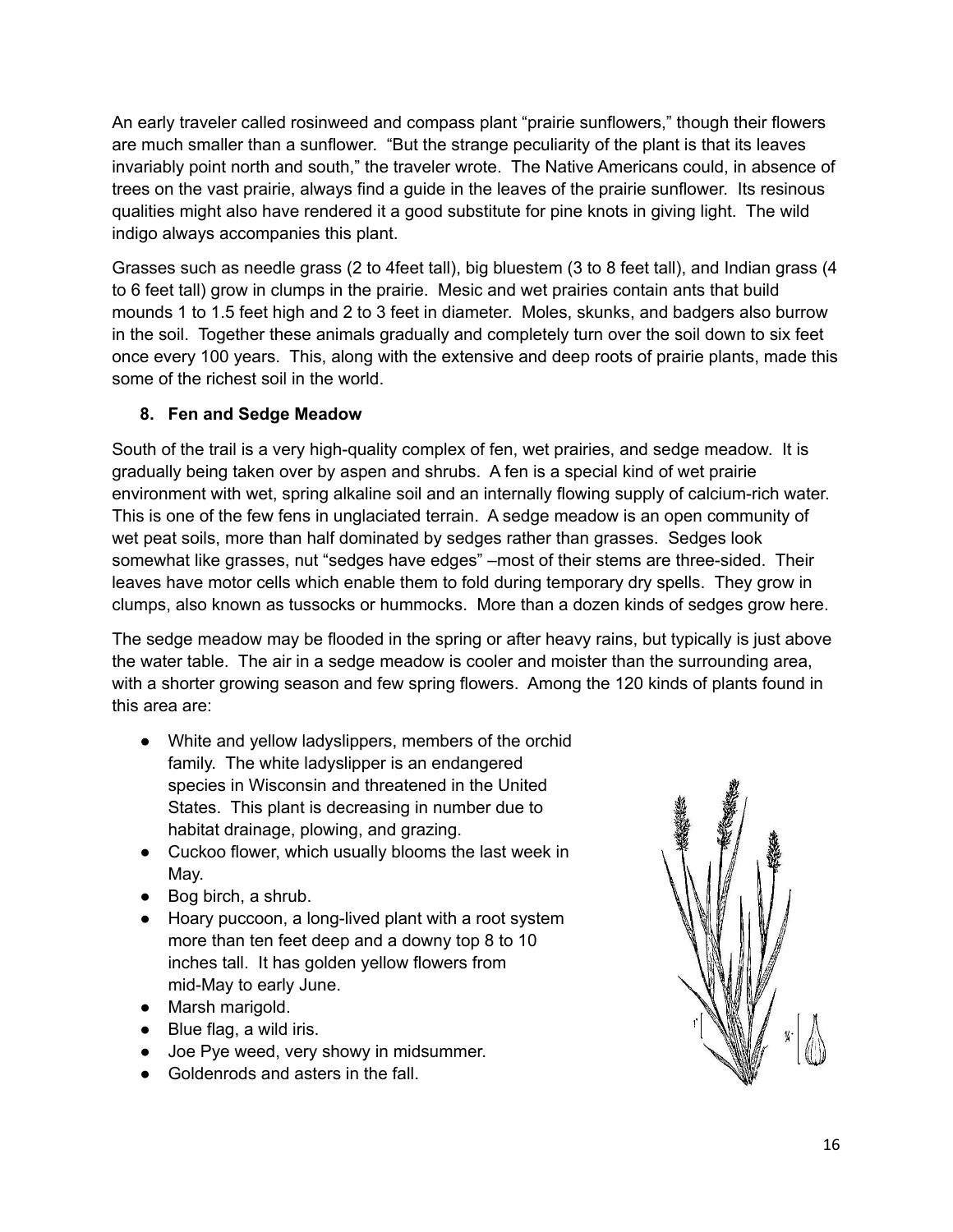An early traveler called rosinweed and compass plant "prairie sunflowers," though their flowers are much smaller than a sunflower. "But the strange peculiarity of the plant is that its leaves invariably point north and south," the traveler wrote. The Native Americans could, in absence of trees on the vast prairie, always find a guide in the leaves of the prairie sunflower. Its resinous qualities might also have rendered it a good substitute for pine knots in giving light. The wild indigo always accompanies this plant.

Grasses such as needle grass (2 to 4feet tall), big bluestem (3 to 8 feet tall), and Indian grass (4 to 6 feet tall) grow in clumps in the prairie. Mesic and wet prairies contain ants that build mounds 1 to 1.5 feet high and 2 to 3 feet in diameter. Moles, skunks, and badgers also burrow in the soil. Together these animals gradually and completely turn over the soil down to six feet once every 100 years. This, along with the extensive and deep roots of prairie plants, made this some of the richest soil in the world.

### 8. Fen and Sedge Meadow

South of the trail is a very high-quality complex of fen, wet prairies, and sedge meadow. It is gradually being taken over by aspen and shrubs. A fen is a special kind of wet prairie environment with wet, spring alkaline soil and an internally flowing supply of calcium-rich water. This is one of the few fens in unglaciated terrain. A sedge meadow is an open community of wet peat soils, more than half dominated by sedges rather than grasses. Sedges look somewhat like grasses, nut "sedges have edges" –most of their stems are three-sided. Their leaves have motor cells which enable them to fold during temporary dry spells. They grow in clumps, also known as tussocks or hummocks. More than a dozen kinds of sedges grow here.

The sedge meadow may be flooded in the spring or after heavy rains, but typically is just above the water table. The air in a sedge meadow is cooler and moister than the surrounding area, with a shorter growing season and few spring flowers. Among the 120 kinds of plants found in this area are:

- White and yellow ladyslippers, members of the orchid family. The white ladyslipper is an endangered species in Wisconsin and threatened in the United States. This plant is decreasing in number due to habitat drainage, plowing, and grazing.
- Cuckoo flower, which usually blooms the last week in May.
- Bog birch, a shrub.
- Hoary puccoon, a long-lived plant with a root system more than ten feet deep and a downy top 8 to 10 inches tall. It has golden yellow flowers from mid-May to early June.
- Marsh marigold.
- Blue flag, a wild iris.
- Joe Pye weed, very showy in midsummer.
- Goldenrods and asters in the fall.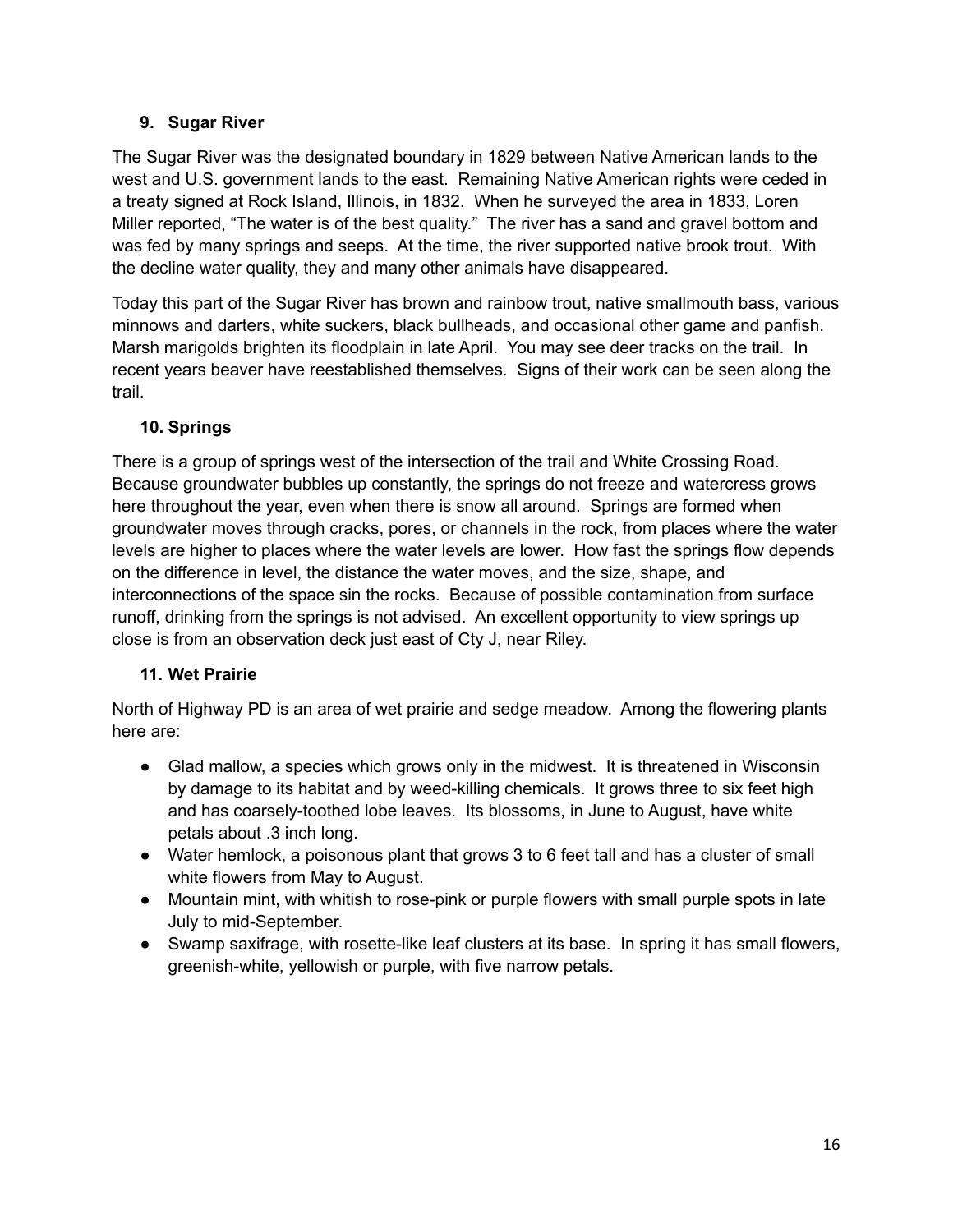### 9. Sugar River

The Sugar River was the designated boundary in 1829 between Native American lands to the west and U.S. government lands to the east. Remaining Native American rights were ceded in a treaty signed at Rock Island, Illinois, in 1832. When he surveyed the area in 1833, Loren Miller reported, "The water is of the best quality." The river has a sand and gravel bottom and was fed by many springs and seeps. At the time, the river supported native brook trout. With the decline water quality, they and many other animals have disappeared.

Today this part of the Sugar River has brown and rainbow trout, native smallmouth bass, various minnows and darters, white suckers, black bullheads, and occasional other game and panfish. Marsh marigolds brighten its floodplain in late April. You may see deer tracks on the trail. In recent years beaver have reestablished themselves. Signs of their work can be seen along the trail.

### 10. Springs

There is a group of springs west of the intersection of the trail and White Crossing Road. Because groundwater bubbles up constantly, the springs do not freeze and watercress grows here throughout the year, even when there is snow all around. Springs are formed when groundwater moves through cracks, pores, or channels in the rock, from places where the water levels are higher to places where the water levels are lower. How fast the springs flow depends on the difference in level, the distance the water moves, and the size, shape, and interconnections of the space sin the rocks. Because of possible contamination from surface runoff, drinking from the springs is not advised. An excellent opportunity to view springs up close is from an observation deck just east of Cty J, near Riley.

### 11. Wet Prairie

North of Highway PD is an area of wet prairie and sedge meadow. Among the flowering plants here are:

- Glad mallow, a species which grows only in the midwest. It is threatened in Wisconsin by damage to its habitat and by weed-killing chemicals. It grows three to six feet high and has coarsely-toothed lobe leaves. Its blossoms, in June to August, have white petals about .3 inch long.
- Water hemlock, a poisonous plant that grows 3 to 6 feet tall and has a cluster of small white flowers from May to August.
- Mountain mint, with whitish to rose-pink or purple flowers with small purple spots in late July to mid-September.
- Swamp saxifrage, with rosette-like leaf clusters at its base. In spring it has small flowers, greenish-white, yellowish or purple, with five narrow petals.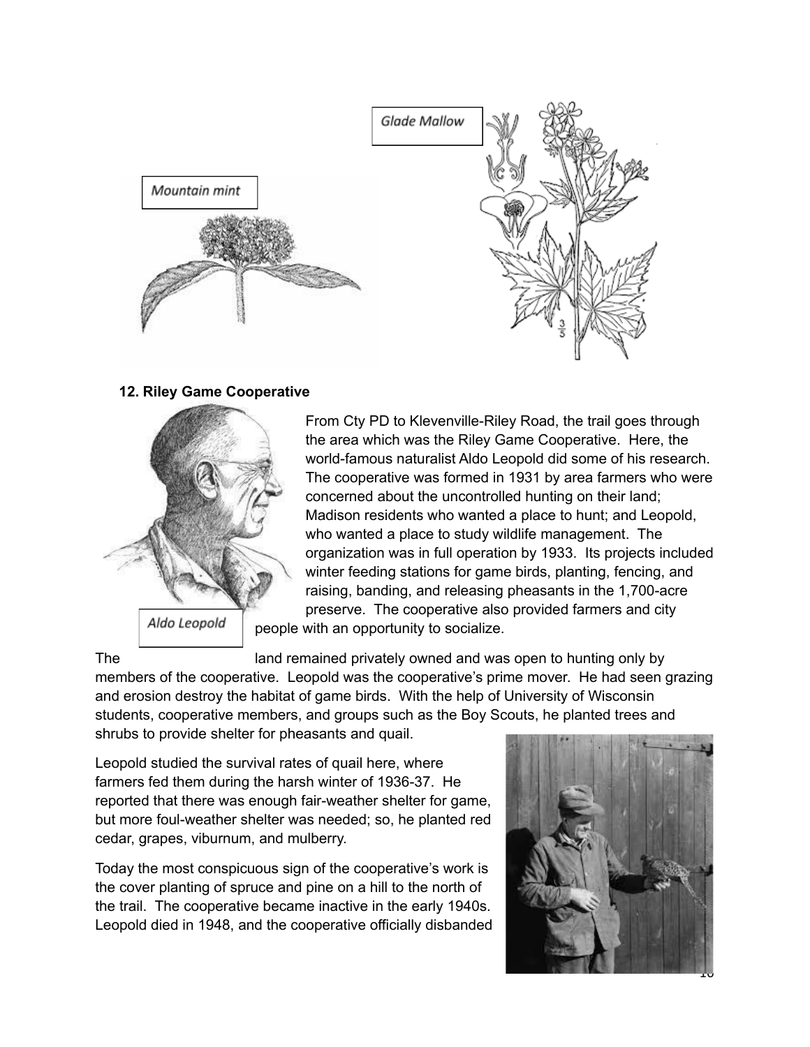Glade Mallow

Mountain mint

### 12. Riley Game Cooperative

Aldo Leopold

From Cty PD to Klevenville-Riley Road, the trail goes through the area which was the Riley Game Cooperative. Here, the world-famous naturalist Aldo Leopold did some of his research. The cooperative was formed in 1931 by area farmers who were concerned about the uncontrolled hunting on their land; Madison residents who wanted a place to hunt; and Leopold, who wanted a place to study wildlife management. The organization was in full operation by 1933. Its projects included winter feeding stations for game birds, planting, fencing, and raising, banding, and releasing pheasants in the 1,700-acre preserve. The cooperative also provided farmers and city people with an opportunity to socialize.

The land remained privately owned and was open to hunting only by members of the cooperative. Leopold was the cooperative's prime mover. He had seen grazing and erosion destroy the habitat of game birds. With the help of University of Wisconsin students, cooperative members, and groups such as the Boy Scouts, he planted trees and shrubs to provide shelter for pheasants and quail.

Leopold studied the survival rates of quail here, where farmers fed them during the harsh winter of 1936-37. He reported that there was enough fair-weather shelter for game, but more foul-weather shelter was needed; so, he planted red cedar, grapes, viburnum, and mulberry.

Today the most conspicuous sign of the cooperative's work is the cover planting of spruce and pine on a hill to the north of the trail. The cooperative became inactive in the early 1940s. Leopold died in 1948, and the cooperative officially disbanded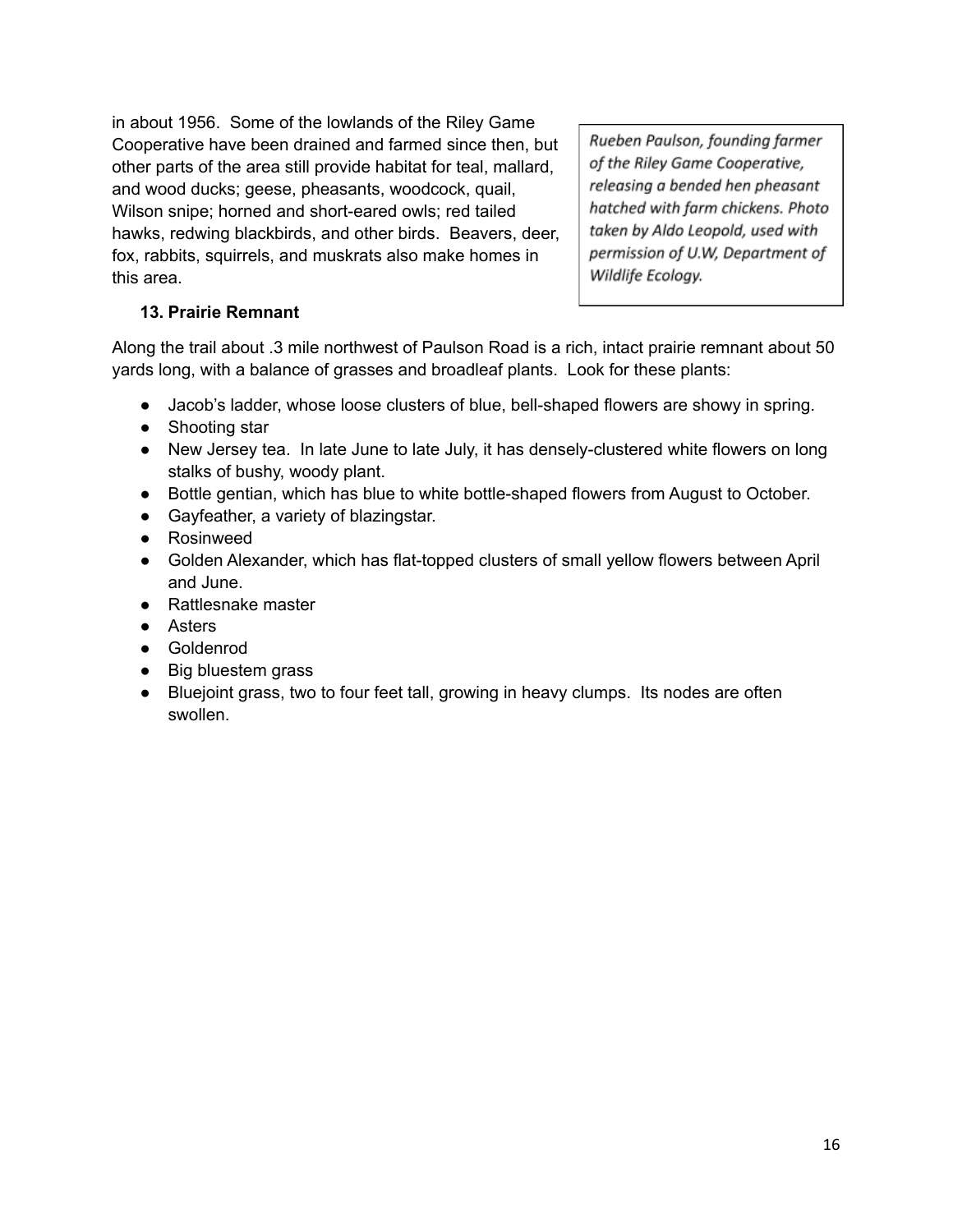in about 1956. Some of the lowlands of the Riley Game Cooperative have been drained and farmed since then, but other parts of the area still provide habitat for teal, mallard, and wood ducks; geese, pheasants, woodcock, quail, Wilson snipe; horned and short-eared owls; red tailed hawks, redwing blackbirds, and other birds. Beavers, deer, fox, rabbits, squirrels, and muskrats also make homes in this area.

*Rueben Paulson, founding farmer of the Riley Game Cooperative, releasing a bended hen pheasant hatched with farm chickens. Photo taken by Aldo Leopold, used with permission of U.W, Department of Wildlife Ecology.*

### 13. Prairie Remnant

Along the trail about .3 mile northwest of Paulson Road is a rich, intact prairie remnant about 50 yards long, with a balance of grasses and broadleaf plants. Look for these plants:

- Jacob's ladder, whose loose clusters of blue, bell-shaped flowers are showy in spring.
- Shooting star
- New Jersey tea. In late June to late July, it has densely-clustered white flowers on long stalks of bushy, woody plant.
- Bottle gentian, which has blue to white bottle-shaped flowers from August to October.
- Gayfeather, a variety of blazingstar.
- Rosinweed
- Golden Alexander, which has flat-topped clusters of small yellow flowers between April and June.
- Rattlesnake master
- Asters
- Goldenrod
- Big bluestem grass
- Bluejoint grass, two to four feet tall, growing in heavy clumps. Its nodes are often swollen.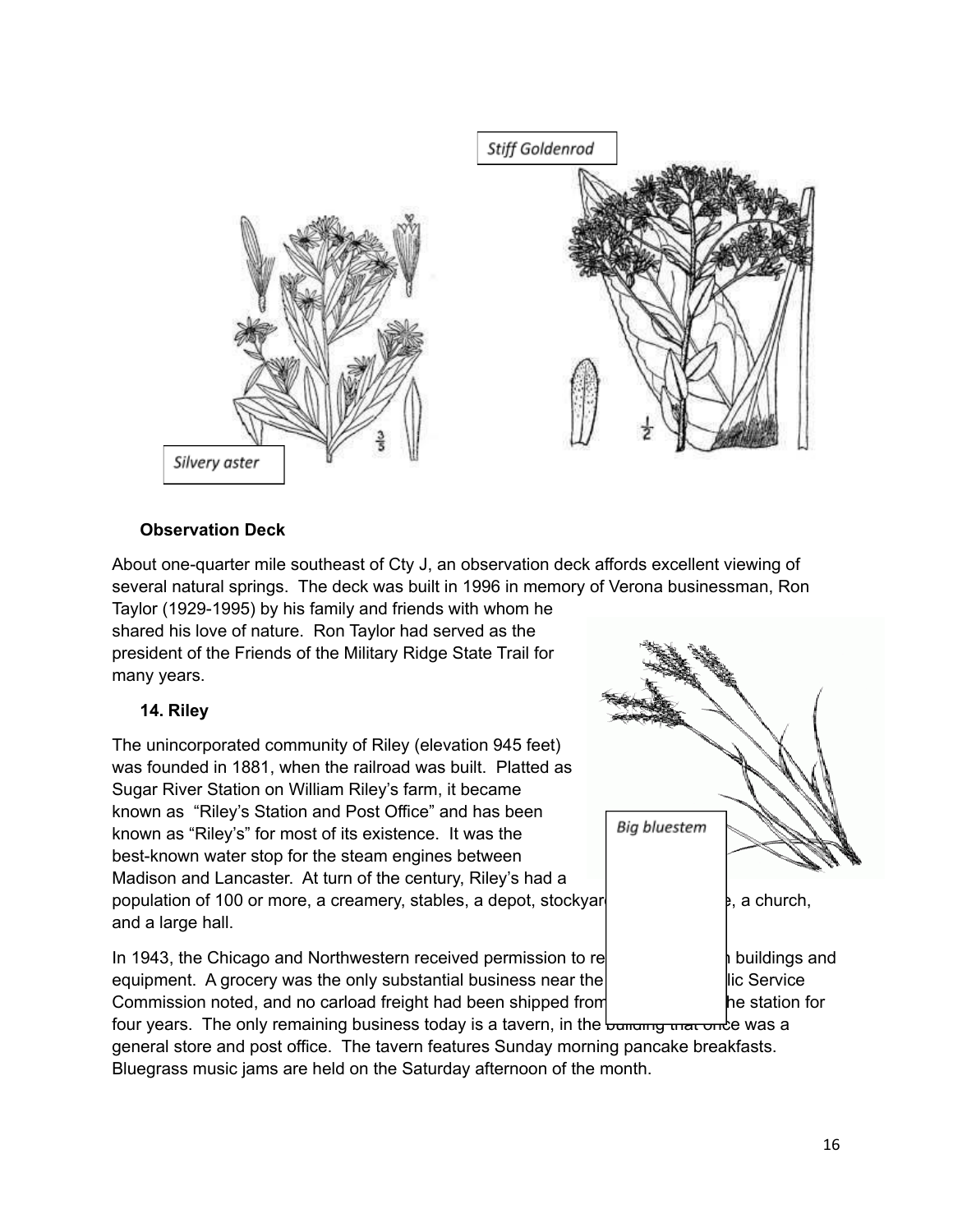Stiff Goldenrod

Silvery aster

Big bluestem

**Observation Deck**

About one-quarter mile southeast of Cty J, an observation deck affords excellent viewing of several natural springs. The deck was built in 1996 in memory of Verona businessman, Ron Taylor (1929-1995) by his family and friends with whom he shared his love of nature. Ron Taylor had served as the president of the Friends of the Military Ridge State Trail for many years.

**14. Riley**

The unincorporated community of Riley (elevation 945 feet) was founded in 1881, when the railroad was built. Platted as Sugar River Station on William Riley's farm, it became known as "Riley's Station and Post Office" and has been known as "Riley's" for most of its existence. It was the best-known water stop for the steam engines between Madison and Lancaster. At turn of the century, Riley's had a population of 100 or more, a creamery, stables, a depot, stockyar[...]e, a church, and a large hall.

In 1943, the Chicago and Northwestern received permission to re[...]n buildings and equipment. A grocery was the only substantial business near the [...]lic Service Commission noted, and no carload freight had been shipped from [...]he station for four years. The only remaining business today is a tavern, in the building that once was a general store and post office. The tavern features Sunday morning pancake breakfasts. Bluegrass music jams are held on the Saturday afternoon of the month.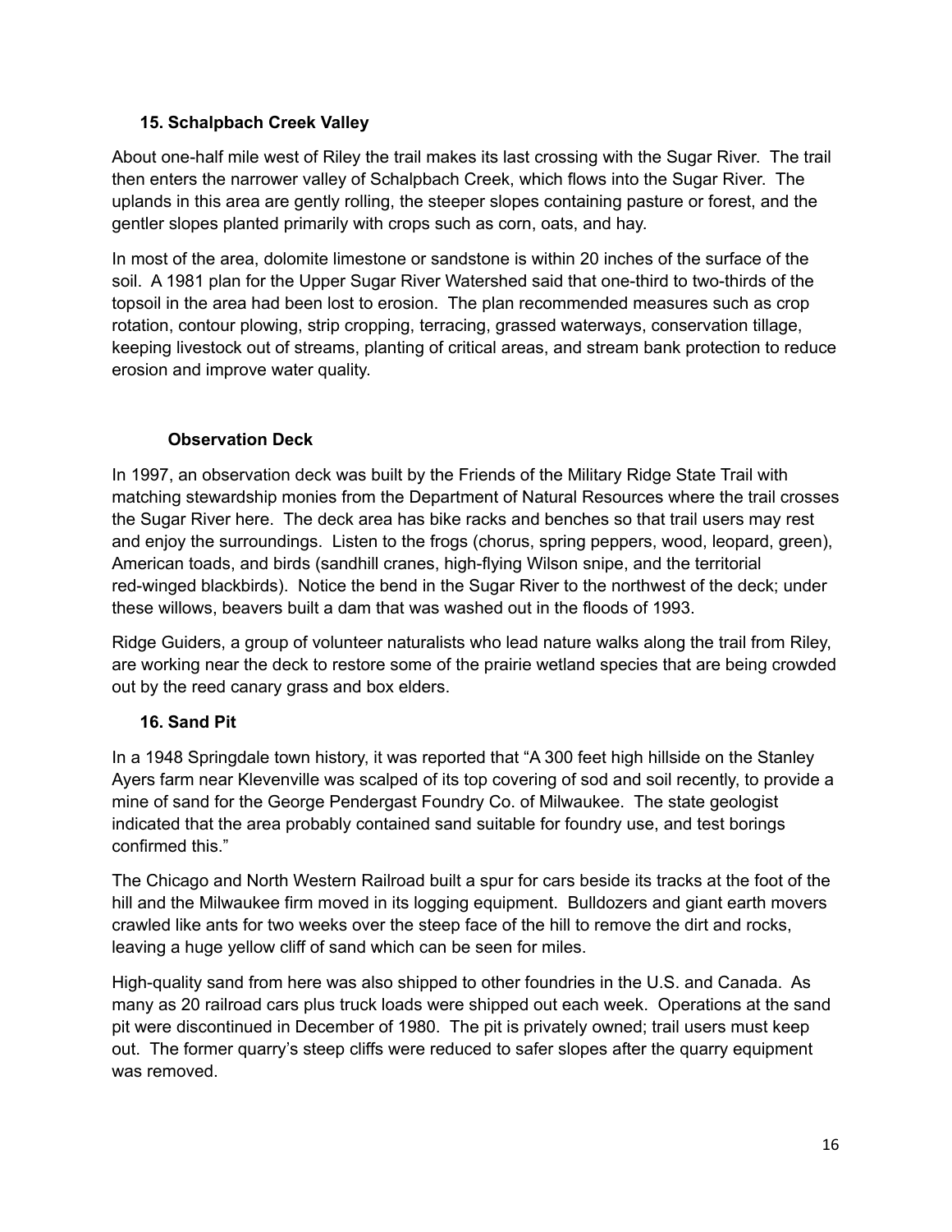### 15. Schalpbach Creek Valley

About one-half mile west of Riley the trail makes its last crossing with the Sugar River. The trail then enters the narrower valley of Schalpbach Creek, which flows into the Sugar River. The uplands in this area are gently rolling, the steeper slopes containing pasture or forest, and the gentler slopes planted primarily with crops such as corn, oats, and hay.

In most of the area, dolomite limestone or sandstone is within 20 inches of the surface of the soil. A 1981 plan for the Upper Sugar River Watershed said that one-third to two-thirds of the topsoil in the area had been lost to erosion. The plan recommended measures such as crop rotation, contour plowing, strip cropping, terracing, grassed waterways, conservation tillage, keeping livestock out of streams, planting of critical areas, and stream bank protection to reduce erosion and improve water quality.

#### Observation Deck

In 1997, an observation deck was built by the Friends of the Military Ridge State Trail with matching stewardship monies from the Department of Natural Resources where the trail crosses the Sugar River here. The deck area has bike racks and benches so that trail users may rest and enjoy the surroundings. Listen to the frogs (chorus, spring peppers, wood, leopard, green), American toads, and birds (sandhill cranes, high-flying Wilson snipe, and the territorial red-winged blackbirds). Notice the bend in the Sugar River to the northwest of the deck; under these willows, beavers built a dam that was washed out in the floods of 1993.

Ridge Guiders, a group of volunteer naturalists who lead nature walks along the trail from Riley, are working near the deck to restore some of the prairie wetland species that are being crowded out by the reed canary grass and box elders.

### 16. Sand Pit

In a 1948 Springdale town history, it was reported that "A 300 feet high hillside on the Stanley Ayers farm near Klevenville was scalped of its top covering of sod and soil recently, to provide a mine of sand for the George Pendergast Foundry Co. of Milwaukee. The state geologist indicated that the area probably contained sand suitable for foundry use, and test borings confirmed this."

The Chicago and North Western Railroad built a spur for cars beside its tracks at the foot of the hill and the Milwaukee firm moved in its logging equipment. Bulldozers and giant earth movers crawled like ants for two weeks over the steep face of the hill to remove the dirt and rocks, leaving a huge yellow cliff of sand which can be seen for miles.

High-quality sand from here was also shipped to other foundries in the U.S. and Canada. As many as 20 railroad cars plus truck loads were shipped out each week. Operations at the sand pit were discontinued in December of 1980. The pit is privately owned; trail users must keep out. The former quarry's steep cliffs were reduced to safer slopes after the quarry equipment was removed.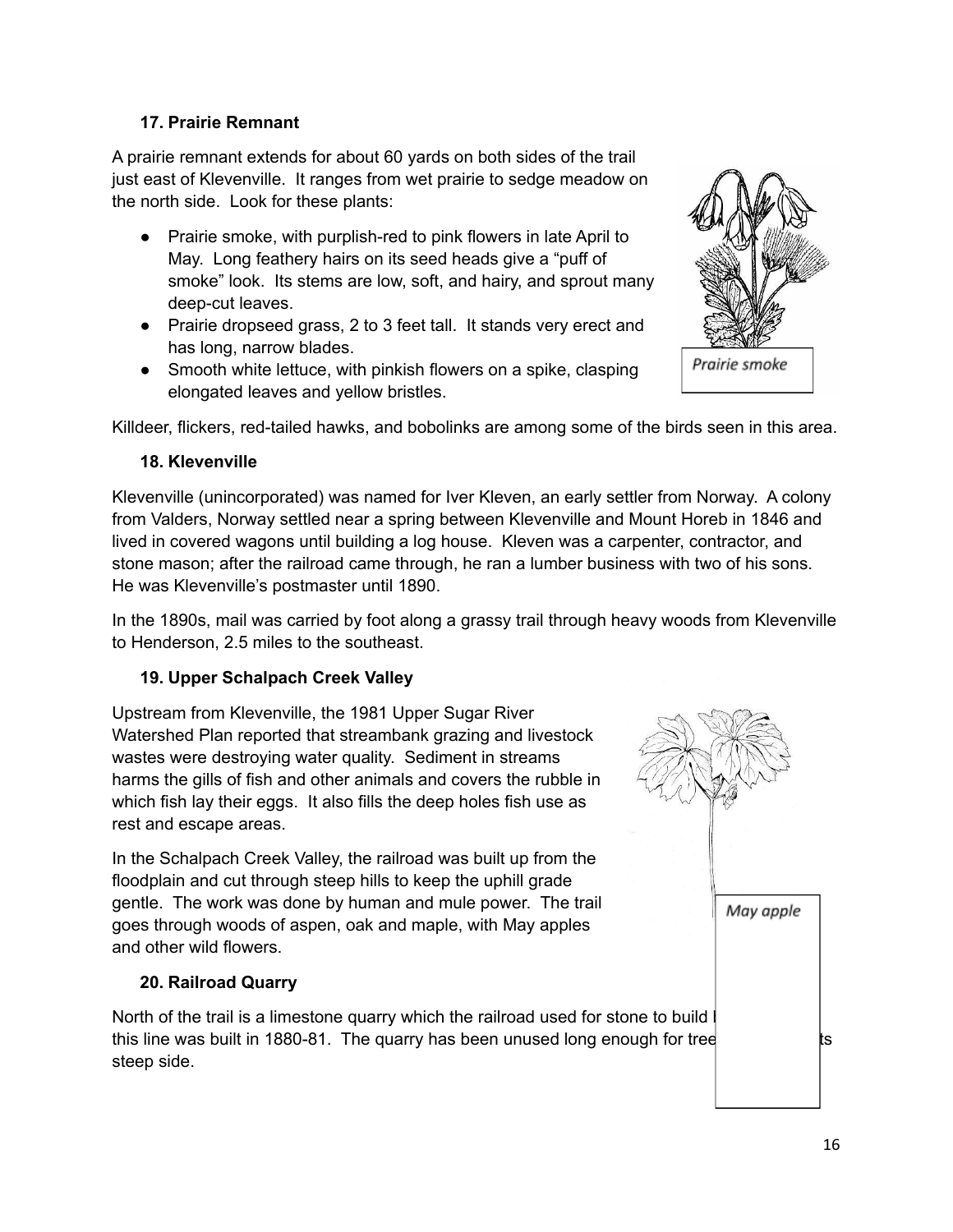### 17. Prairie Remnant

A prairie remnant extends for about 60 yards on both sides of the trail just east of Klevenville. It ranges from wet prairie to sedge meadow on the north side. Look for these plants:

- Prairie smoke, with purplish-red to pink flowers in late April to May. Long feathery hairs on its seed heads give a "puff of smoke" look. Its stems are low, soft, and hairy, and sprout many deep-cut leaves.
- Prairie dropseed grass, 2 to 3 feet tall. It stands very erect and has long, narrow blades.
- Smooth white lettuce, with pinkish flowers on a spike, clasping elongated leaves and yellow bristles.

Prairie smoke

Killdeer, flickers, red-tailed hawks, and bobolinks are among some of the birds seen in this area.

### 18. Klevenville

Klevenville (unincorporated) was named for Iver Kleven, an early settler from Norway. A colony from Valders, Norway settled near a spring between Klevenville and Mount Horeb in 1846 and lived in covered wagons until building a log house. Kleven was a carpenter, contractor, and stone mason; after the railroad came through, he ran a lumber business with two of his sons. He was Klevenville's postmaster until 1890.

In the 1890s, mail was carried by foot along a grassy trail through heavy woods from Klevenville to Henderson, 2.5 miles to the southeast.

### 19. Upper Schalpach Creek Valley

Upstream from Klevenville, the 1981 Upper Sugar River Watershed Plan reported that streambank grazing and livestock wastes were destroying water quality. Sediment in streams harms the gills of fish and other animals and covers the rubble in which fish lay their eggs. It also fills the deep holes fish use as rest and escape areas.

In the Schalpach Creek Valley, the railroad was built up from the floodplain and cut through steep hills to keep the uphill grade gentle. The work was done by human and mule power. The trail goes through woods of aspen, oak and maple, with May apples and other wild flowers.

May apple

### 20. Railroad Quarry

North of the trail is a limestone quarry which the railroad used for stone to build l this line was built in 1880-81. The quarry has been unused long enough for tree ts steep side.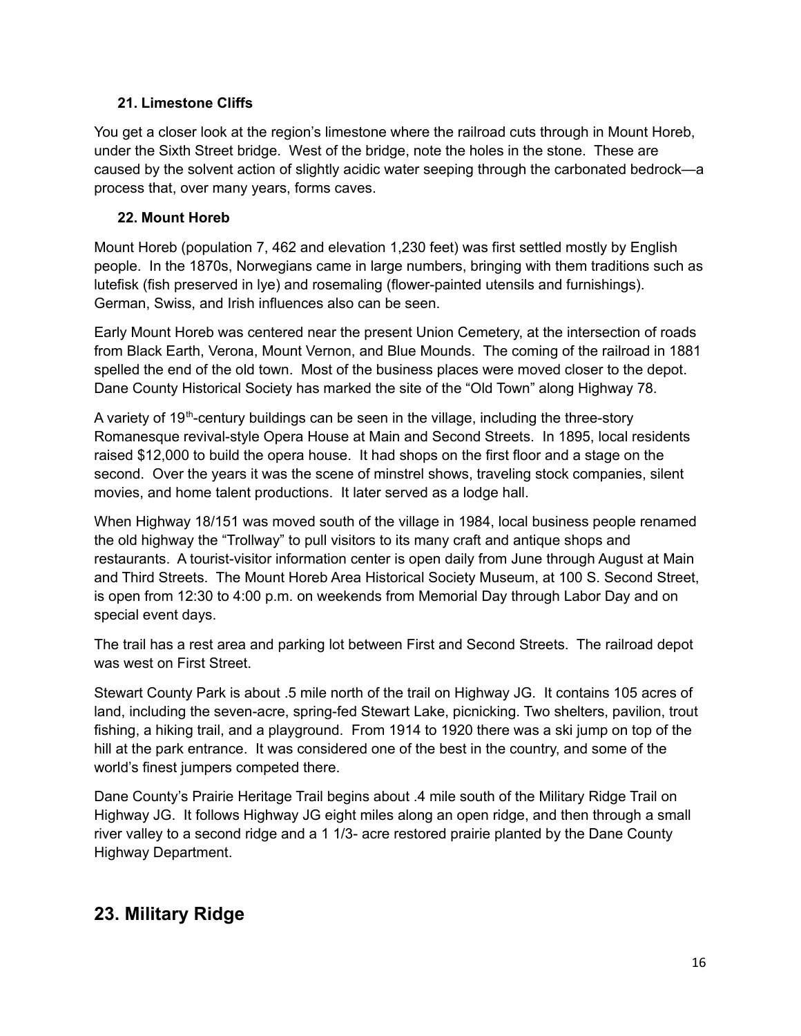### 21. Limestone Cliffs

You get a closer look at the region's limestone where the railroad cuts through in Mount Horeb, under the Sixth Street bridge. West of the bridge, note the holes in the stone. These are caused by the solvent action of slightly acidic water seeping through the carbonated bedrock—a process that, over many years, forms caves.

### 22. Mount Horeb

Mount Horeb (population 7, 462 and elevation 1,230 feet) was first settled mostly by English people. In the 1870s, Norwegians came in large numbers, bringing with them traditions such as lutefisk (fish preserved in lye) and rosemaling (flower-painted utensils and furnishings). German, Swiss, and Irish influences also can be seen.

Early Mount Horeb was centered near the present Union Cemetery, at the intersection of roads from Black Earth, Verona, Mount Vernon, and Blue Mounds. The coming of the railroad in 1881 spelled the end of the old town. Most of the business places were moved closer to the depot. Dane County Historical Society has marked the site of the "Old Town" along Highway 78.

A variety of 19th-century buildings can be seen in the village, including the three-story Romanesque revival-style Opera House at Main and Second Streets. In 1895, local residents raised $12,000 to build the opera house. It had shops on the first floor and a stage on the second. Over the years it was the scene of minstrel shows, traveling stock companies, silent movies, and home talent productions. It later served as a lodge hall.

When Highway 18/151 was moved south of the village in 1984, local business people renamed the old highway the "Trollway" to pull visitors to its many craft and antique shops and restaurants. A tourist-visitor information center is open daily from June through August at Main and Third Streets. The Mount Horeb Area Historical Society Museum, at 100 S. Second Street, is open from 12:30 to 4:00 p.m. on weekends from Memorial Day through Labor Day and on special event days.

The trail has a rest area and parking lot between First and Second Streets. The railroad depot was west on First Street.

Stewart County Park is about .5 mile north of the trail on Highway JG. It contains 105 acres of land, including the seven-acre, spring-fed Stewart Lake, picnicking. Two shelters, pavilion, trout fishing, a hiking trail, and a playground. From 1914 to 1920 there was a ski jump on top of the hill at the park entrance. It was considered one of the best in the country, and some of the world's finest jumpers competed there.

Dane County's Prairie Heritage Trail begins about .4 mile south of the Military Ridge Trail on Highway JG. It follows Highway JG eight miles along an open ridge, and then through a small river valley to a second ridge and a 1 1/3- acre restored prairie planted by the Dane County Highway Department.

## 23. Military Ridge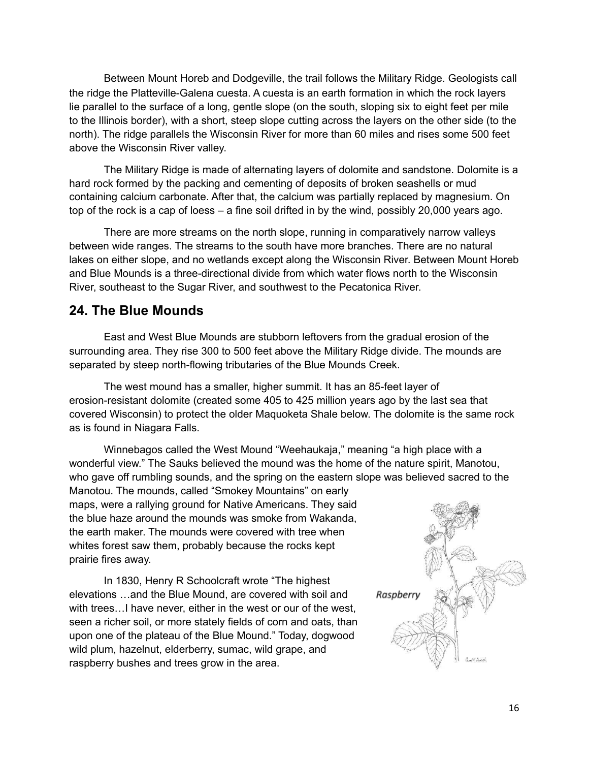Between Mount Horeb and Dodgeville, the trail follows the Military Ridge. Geologists call the ridge the Platteville-Galena cuesta. A cuesta is an earth formation in which the rock layers lie parallel to the surface of a long, gentle slope (on the south, sloping six to eight feet per mile to the Illinois border), with a short, steep slope cutting across the layers on the other side (to the north). The ridge parallels the Wisconsin River for more than 60 miles and rises some 500 feet above the Wisconsin River valley.

The Military Ridge is made of alternating layers of dolomite and sandstone. Dolomite is a hard rock formed by the packing and cementing of deposits of broken seashells or mud containing calcium carbonate. After that, the calcium was partially replaced by magnesium. On top of the rock is a cap of loess – a fine soil drifted in by the wind, possibly 20,000 years ago.

There are more streams on the north slope, running in comparatively narrow valleys between wide ranges. The streams to the south have more branches. There are no natural lakes on either slope, and no wetlands except along the Wisconsin River. Between Mount Horeb and Blue Mounds is a three-directional divide from which water flows north to the Wisconsin River, southeast to the Sugar River, and southwest to the Pecatonica River.

## 24. The Blue Mounds

East and West Blue Mounds are stubborn leftovers from the gradual erosion of the surrounding area. They rise 300 to 500 feet above the Military Ridge divide. The mounds are separated by steep north-flowing tributaries of the Blue Mounds Creek.

The west mound has a smaller, higher summit. It has an 85-feet layer of erosion-resistant dolomite (created some 405 to 425 million years ago by the last sea that covered Wisconsin) to protect the older Maquoketa Shale below. The dolomite is the same rock as is found in Niagara Falls.

Winnebagos called the West Mound "Weehaukaja," meaning "a high place with a wonderful view." The Sauks believed the mound was the home of the nature spirit, Manotou, who gave off rumbling sounds, and the spring on the eastern slope was believed sacred to the Manotou. The mounds, called "Smokey Mountains" on early maps, were a rallying ground for Native Americans. They said the blue haze around the mounds was smoke from Wakanda, the earth maker. The mounds were covered with tree when whites forest saw them, probably because the rocks kept prairie fires away.

In 1830, Henry R Schoolcraft wrote "The highest elevations …and the Blue Mound, are covered with soil and with trees…I have never, either in the west or our of the west, seen a richer soil, or more stately fields of corn and oats, than upon one of the plateau of the Blue Mound." Today, dogwood wild plum, hazelnut, elderberry, sumac, wild grape, and raspberry bushes and trees grow in the area.

Raspberry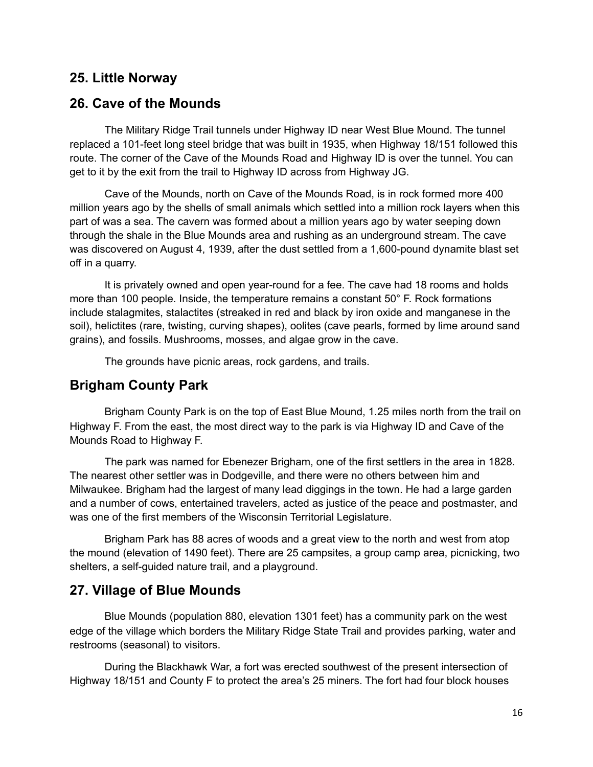## 25. Little Norway

## 26. Cave of the Mounds

The Military Ridge Trail tunnels under Highway ID near West Blue Mound. The tunnel replaced a 101-feet long steel bridge that was built in 1935, when Highway 18/151 followed this route. The corner of the Cave of the Mounds Road and Highway ID is over the tunnel. You can get to it by the exit from the trail to Highway ID across from Highway JG.

Cave of the Mounds, north on Cave of the Mounds Road, is in rock formed more 400 million years ago by the shells of small animals which settled into a million rock layers when this part of was a sea. The cavern was formed about a million years ago by water seeping down through the shale in the Blue Mounds area and rushing as an underground stream. The cave was discovered on August 4, 1939, after the dust settled from a 1,600-pound dynamite blast set off in a quarry.

It is privately owned and open year-round for a fee. The cave had 18 rooms and holds more than 100 people. Inside, the temperature remains a constant 50° F. Rock formations include stalagmites, stalactites (streaked in red and black by iron oxide and manganese in the soil), helictites (rare, twisting, curving shapes), oolites (cave pearls, formed by lime around sand grains), and fossils. Mushrooms, mosses, and algae grow in the cave.

The grounds have picnic areas, rock gardens, and trails.

## Brigham County Park

Brigham County Park is on the top of East Blue Mound, 1.25 miles north from the trail on Highway F. From the east, the most direct way to the park is via Highway ID and Cave of the Mounds Road to Highway F.

The park was named for Ebenezer Brigham, one of the first settlers in the area in 1828. The nearest other settler was in Dodgeville, and there were no others between him and Milwaukee. Brigham had the largest of many lead diggings in the town. He had a large garden and a number of cows, entertained travelers, acted as justice of the peace and postmaster, and was one of the first members of the Wisconsin Territorial Legislature.

Brigham Park has 88 acres of woods and a great view to the north and west from atop the mound (elevation of 1490 feet). There are 25 campsites, a group camp area, picnicking, two shelters, a self-guided nature trail, and a playground.

## 27. Village of Blue Mounds

Blue Mounds (population 880, elevation 1301 feet) has a community park on the west edge of the village which borders the Military Ridge State Trail and provides parking, water and restrooms (seasonal) to visitors.

During the Blackhawk War, a fort was erected southwest of the present intersection of Highway 18/151 and County F to protect the area's 25 miners. The fort had four block houses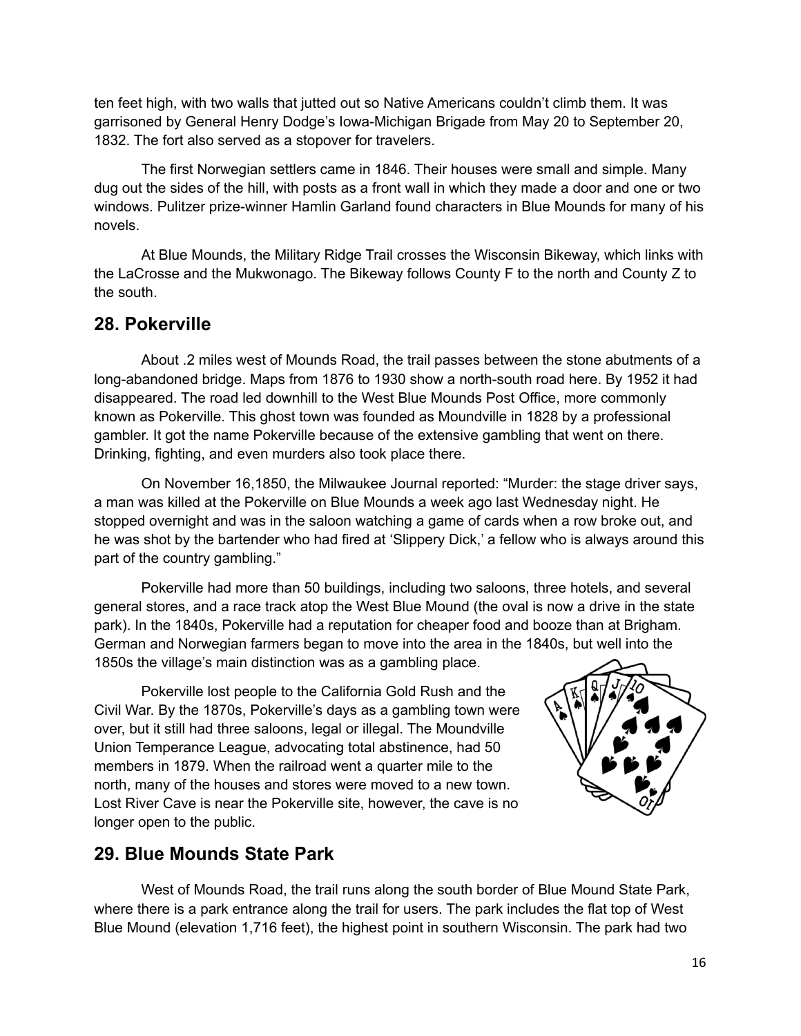ten feet high, with two walls that jutted out so Native Americans couldn't climb them. It was garrisoned by General Henry Dodge's Iowa-Michigan Brigade from May 20 to September 20, 1832. The fort also served as a stopover for travelers.

The first Norwegian settlers came in 1846. Their houses were small and simple. Many dug out the sides of the hill, with posts as a front wall in which they made a door and one or two windows. Pulitzer prize-winner Hamlin Garland found characters in Blue Mounds for many of his novels.

At Blue Mounds, the Military Ridge Trail crosses the Wisconsin Bikeway, which links with the LaCrosse and the Mukwonago. The Bikeway follows County F to the north and County Z to the south.

## 28. Pokerville

About .2 miles west of Mounds Road, the trail passes between the stone abutments of a long-abandoned bridge. Maps from 1876 to 1930 show a north-south road here. By 1952 it had disappeared. The road led downhill to the West Blue Mounds Post Office, more commonly known as Pokerville. This ghost town was founded as Moundville in 1828 by a professional gambler. It got the name Pokerville because of the extensive gambling that went on there. Drinking, fighting, and even murders also took place there.

On November 16,1850, the Milwaukee Journal reported: "Murder: the stage driver says, a man was killed at the Pokerville on Blue Mounds a week ago last Wednesday night. He stopped overnight and was in the saloon watching a game of cards when a row broke out, and he was shot by the bartender who had fired at 'Slippery Dick,' a fellow who is always around this part of the country gambling."

Pokerville had more than 50 buildings, including two saloons, three hotels, and several general stores, and a race track atop the West Blue Mound (the oval is now a drive in the state park). In the 1840s, Pokerville had a reputation for cheaper food and booze than at Brigham. German and Norwegian farmers began to move into the area in the 1840s, but well into the 1850s the village's main distinction was as a gambling place.

Pokerville lost people to the California Gold Rush and the Civil War. By the 1870s, Pokerville's days as a gambling town were over, but it still had three saloons, legal or illegal. The Moundville Union Temperance League, advocating total abstinence, had 50 members in 1879. When the railroad went a quarter mile to the north, many of the houses and stores were moved to a new town. Lost River Cave is near the Pokerville site, however, the cave is no longer open to the public.

## 29. Blue Mounds State Park

West of Mounds Road, the trail runs along the south border of Blue Mound State Park, where there is a park entrance along the trail for users. The park includes the flat top of West Blue Mound (elevation 1,716 feet), the highest point in southern Wisconsin. The park had two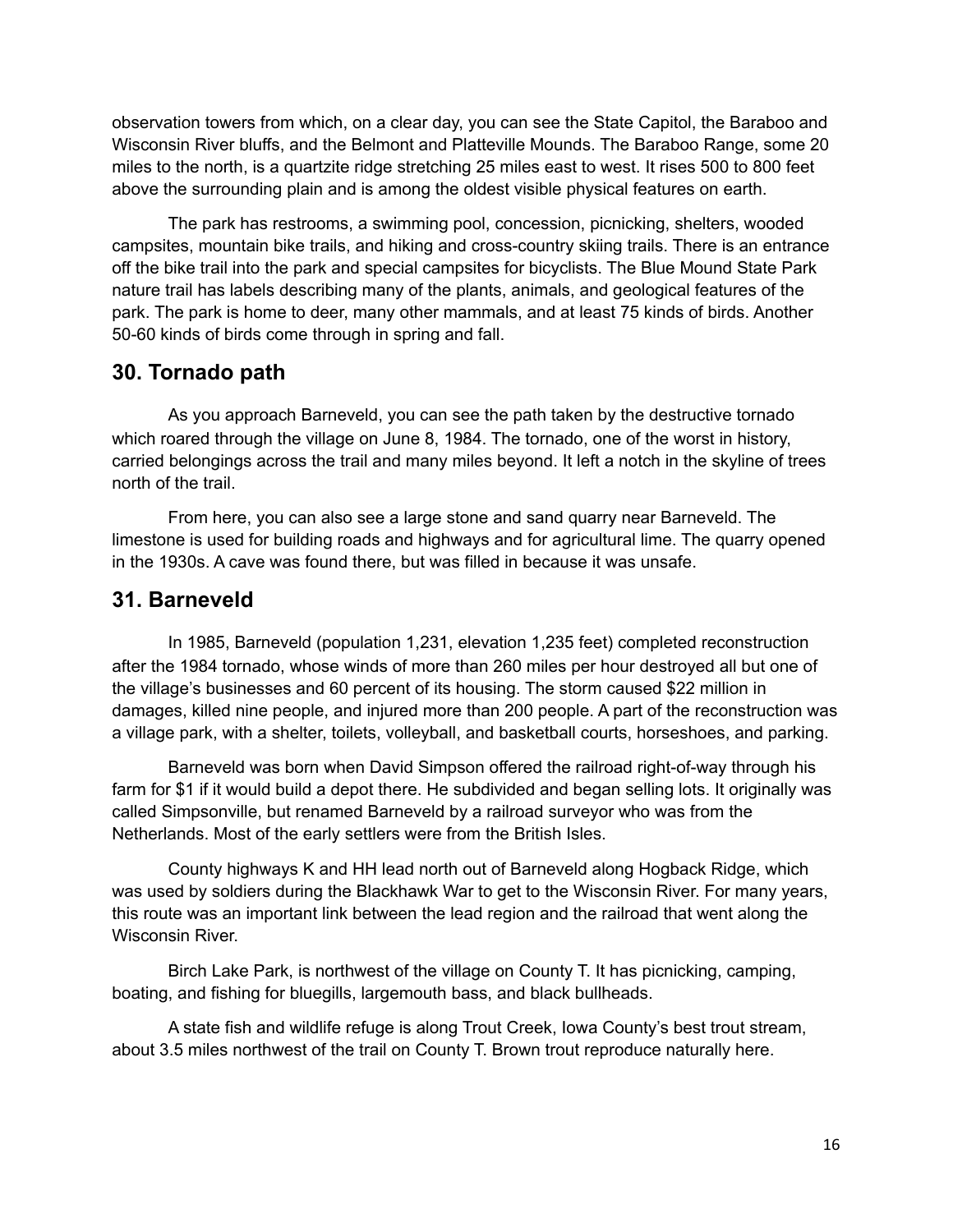observation towers from which, on a clear day, you can see the State Capitol, the Baraboo and Wisconsin River bluffs, and the Belmont and Platteville Mounds. The Baraboo Range, some 20 miles to the north, is a quartzite ridge stretching 25 miles east to west. It rises 500 to 800 feet above the surrounding plain and is among the oldest visible physical features on earth.

The park has restrooms, a swimming pool, concession, picnicking, shelters, wooded campsites, mountain bike trails, and hiking and cross-country skiing trails. There is an entrance off the bike trail into the park and special campsites for bicyclists. The Blue Mound State Park nature trail has labels describing many of the plants, animals, and geological features of the park. The park is home to deer, many other mammals, and at least 75 kinds of birds. Another 50-60 kinds of birds come through in spring and fall.

## 30. Tornado path

As you approach Barneveld, you can see the path taken by the destructive tornado which roared through the village on June 8, 1984. The tornado, one of the worst in history, carried belongings across the trail and many miles beyond. It left a notch in the skyline of trees north of the trail.

From here, you can also see a large stone and sand quarry near Barneveld. The limestone is used for building roads and highways and for agricultural lime. The quarry opened in the 1930s. A cave was found there, but was filled in because it was unsafe.

## 31. Barneveld

In 1985, Barneveld (population 1,231, elevation 1,235 feet) completed reconstruction after the 1984 tornado, whose winds of more than 260 miles per hour destroyed all but one of the village's businesses and 60 percent of its housing. The storm caused $22 million in damages, killed nine people, and injured more than 200 people. A part of the reconstruction was a village park, with a shelter, toilets, volleyball, and basketball courts, horseshoes, and parking.

Barneveld was born when David Simpson offered the railroad right-of-way through his farm for $1 if it would build a depot there. He subdivided and began selling lots. It originally was called Simpsonville, but renamed Barneveld by a railroad surveyor who was from the Netherlands. Most of the early settlers were from the British Isles.

County highways K and HH lead north out of Barneveld along Hogback Ridge, which was used by soldiers during the Blackhawk War to get to the Wisconsin River. For many years, this route was an important link between the lead region and the railroad that went along the Wisconsin River.

Birch Lake Park, is northwest of the village on County T. It has picnicking, camping, boating, and fishing for bluegills, largemouth bass, and black bullheads.

A state fish and wildlife refuge is along Trout Creek, Iowa County's best trout stream, about 3.5 miles northwest of the trail on County T. Brown trout reproduce naturally here.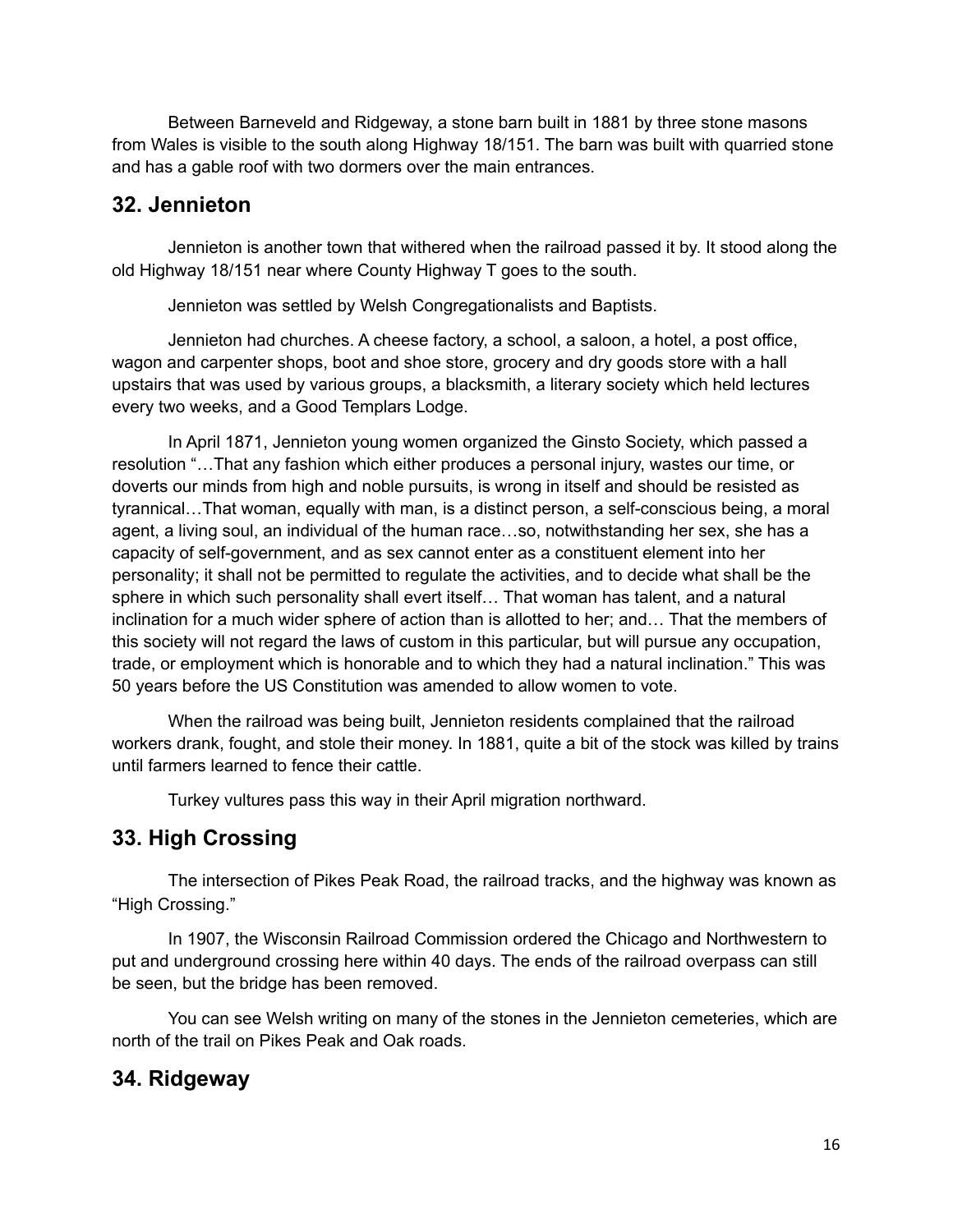Between Barneveld and Ridgeway, a stone barn built in 1881 by three stone masons from Wales is visible to the south along Highway 18/151. The barn was built with quarried stone and has a gable roof with two dormers over the main entrances.

## 32. Jennieton

Jennieton is another town that withered when the railroad passed it by. It stood along the old Highway 18/151 near where County Highway T goes to the south.

Jennieton was settled by Welsh Congregationalists and Baptists.

Jennieton had churches. A cheese factory, a school, a saloon, a hotel, a post office, wagon and carpenter shops, boot and shoe store, grocery and dry goods store with a hall upstairs that was used by various groups, a blacksmith, a literary society which held lectures every two weeks, and a Good Templars Lodge.

In April 1871, Jennieton young women organized the Ginsto Society, which passed a resolution "…That any fashion which either produces a personal injury, wastes our time, or doverts our minds from high and noble pursuits, is wrong in itself and should be resisted as tyrannical…That woman, equally with man, is a distinct person, a self-conscious being, a moral agent, a living soul, an individual of the human race…so, notwithstanding her sex, she has a capacity of self-government, and as sex cannot enter as a constituent element into her personality; it shall not be permitted to regulate the activities, and to decide what shall be the sphere in which such personality shall evert itself… That woman has talent, and a natural inclination for a much wider sphere of action than is allotted to her; and… That the members of this society will not regard the laws of custom in this particular, but will pursue any occupation, trade, or employment which is honorable and to which they had a natural inclination." This was 50 years before the US Constitution was amended to allow women to vote.

When the railroad was being built, Jennieton residents complained that the railroad workers drank, fought, and stole their money. In 1881, quite a bit of the stock was killed by trains until farmers learned to fence their cattle.

Turkey vultures pass this way in their April migration northward.

## 33. High Crossing

The intersection of Pikes Peak Road, the railroad tracks, and the highway was known as "High Crossing."

In 1907, the Wisconsin Railroad Commission ordered the Chicago and Northwestern to put and underground crossing here within 40 days. The ends of the railroad overpass can still be seen, but the bridge has been removed.

You can see Welsh writing on many of the stones in the Jennieton cemeteries, which are north of the trail on Pikes Peak and Oak roads.

## 34. Ridgeway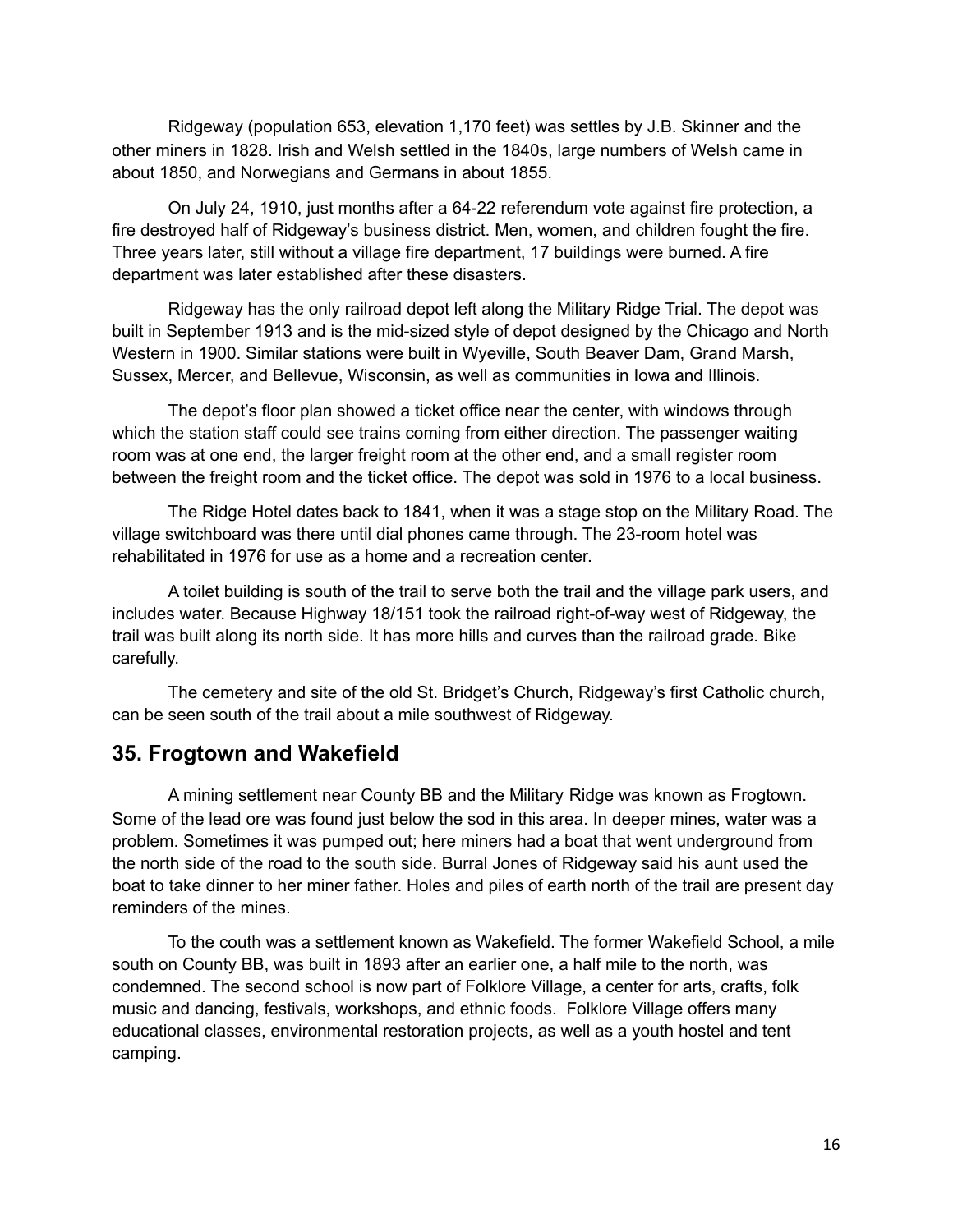Ridgeway (population 653, elevation 1,170 feet) was settles by J.B. Skinner and the other miners in 1828. Irish and Welsh settled in the 1840s, large numbers of Welsh came in about 1850, and Norwegians and Germans in about 1855.

On July 24, 1910, just months after a 64-22 referendum vote against fire protection, a fire destroyed half of Ridgeway's business district. Men, women, and children fought the fire. Three years later, still without a village fire department, 17 buildings were burned. A fire department was later established after these disasters.

Ridgeway has the only railroad depot left along the Military Ridge Trial. The depot was built in September 1913 and is the mid-sized style of depot designed by the Chicago and North Western in 1900. Similar stations were built in Wyeville, South Beaver Dam, Grand Marsh, Sussex, Mercer, and Bellevue, Wisconsin, as well as communities in Iowa and Illinois.

The depot's floor plan showed a ticket office near the center, with windows through which the station staff could see trains coming from either direction. The passenger waiting room was at one end, the larger freight room at the other end, and a small register room between the freight room and the ticket office. The depot was sold in 1976 to a local business.

The Ridge Hotel dates back to 1841, when it was a stage stop on the Military Road. The village switchboard was there until dial phones came through. The 23-room hotel was rehabilitated in 1976 for use as a home and a recreation center.

A toilet building is south of the trail to serve both the trail and the village park users, and includes water. Because Highway 18/151 took the railroad right-of-way west of Ridgeway, the trail was built along its north side. It has more hills and curves than the railroad grade. Bike carefully.

The cemetery and site of the old St. Bridget's Church, Ridgeway's first Catholic church, can be seen south of the trail about a mile southwest of Ridgeway.

## 35. Frogtown and Wakefield

A mining settlement near County BB and the Military Ridge was known as Frogtown. Some of the lead ore was found just below the sod in this area. In deeper mines, water was a problem. Sometimes it was pumped out; here miners had a boat that went underground from the north side of the road to the south side. Burral Jones of Ridgeway said his aunt used the boat to take dinner to her miner father. Holes and piles of earth north of the trail are present day reminders of the mines.

To the couth was a settlement known as Wakefield. The former Wakefield School, a mile south on County BB, was built in 1893 after an earlier one, a half mile to the north, was condemned. The second school is now part of Folklore Village, a center for arts, crafts, folk music and dancing, festivals, workshops, and ethnic foods. Folklore Village offers many educational classes, environmental restoration projects, as well as a youth hostel and tent camping.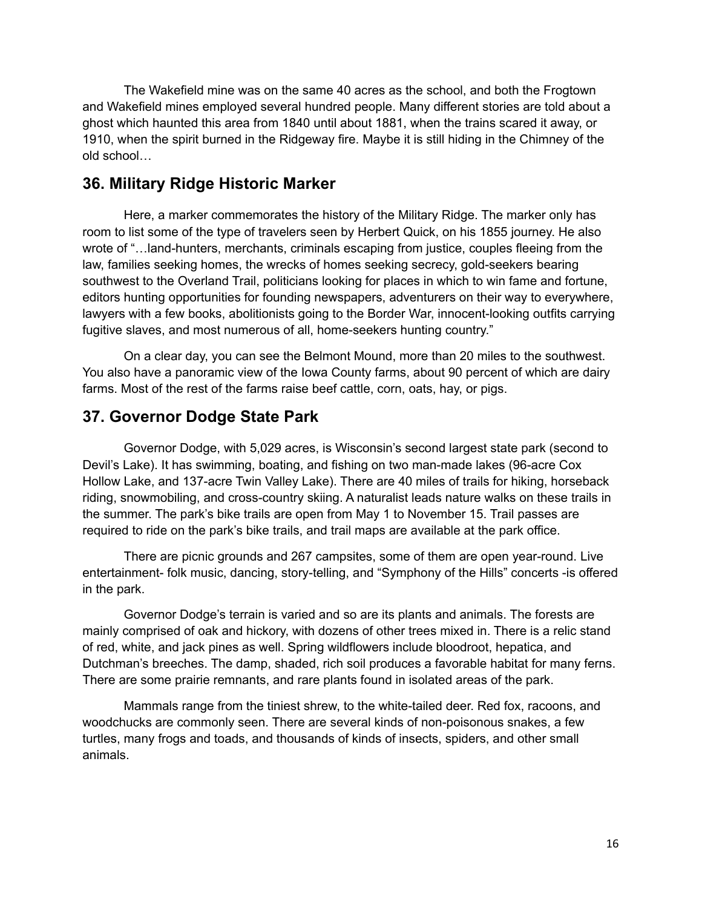The Wakefield mine was on the same 40 acres as the school, and both the Frogtown and Wakefield mines employed several hundred people. Many different stories are told about a ghost which haunted this area from 1840 until about 1881, when the trains scared it away, or 1910, when the spirit burned in the Ridgeway fire. Maybe it is still hiding in the Chimney of the old school…

## 36. Military Ridge Historic Marker

Here, a marker commemorates the history of the Military Ridge. The marker only has room to list some of the type of travelers seen by Herbert Quick, on his 1855 journey. He also wrote of "…land-hunters, merchants, criminals escaping from justice, couples fleeing from the law, families seeking homes, the wrecks of homes seeking secrecy, gold-seekers bearing southwest to the Overland Trail, politicians looking for places in which to win fame and fortune, editors hunting opportunities for founding newspapers, adventurers on their way to everywhere, lawyers with a few books, abolitionists going to the Border War, innocent-looking outfits carrying fugitive slaves, and most numerous of all, home-seekers hunting country."

On a clear day, you can see the Belmont Mound, more than 20 miles to the southwest. You also have a panoramic view of the Iowa County farms, about 90 percent of which are dairy farms. Most of the rest of the farms raise beef cattle, corn, oats, hay, or pigs.

## 37. Governor Dodge State Park

Governor Dodge, with 5,029 acres, is Wisconsin's second largest state park (second to Devil's Lake). It has swimming, boating, and fishing on two man-made lakes (96-acre Cox Hollow Lake, and 137-acre Twin Valley Lake). There are 40 miles of trails for hiking, horseback riding, snowmobiling, and cross-country skiing. A naturalist leads nature walks on these trails in the summer. The park's bike trails are open from May 1 to November 15. Trail passes are required to ride on the park's bike trails, and trail maps are available at the park office.

There are picnic grounds and 267 campsites, some of them are open year-round. Live entertainment- folk music, dancing, story-telling, and "Symphony of the Hills" concerts -is offered in the park.

Governor Dodge's terrain is varied and so are its plants and animals. The forests are mainly comprised of oak and hickory, with dozens of other trees mixed in. There is a relic stand of red, white, and jack pines as well. Spring wildflowers include bloodroot, hepatica, and Dutchman's breeches. The damp, shaded, rich soil produces a favorable habitat for many ferns. There are some prairie remnants, and rare plants found in isolated areas of the park.

Mammals range from the tiniest shrew, to the white-tailed deer. Red fox, racoons, and woodchucks are commonly seen. There are several kinds of non-poisonous snakes, a few turtles, many frogs and toads, and thousands of kinds of insects, spiders, and other small animals.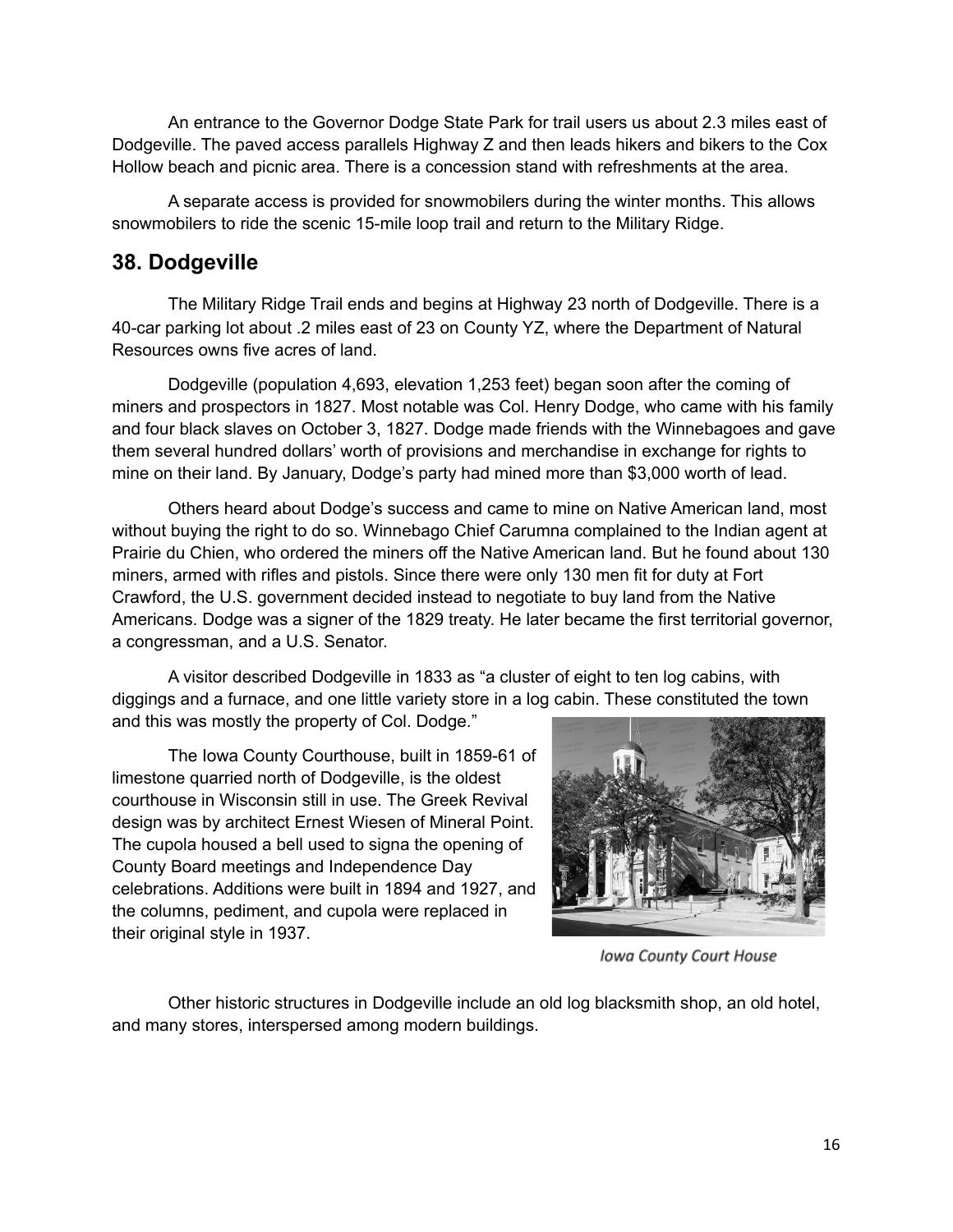An entrance to the Governor Dodge State Park for trail users us about 2.3 miles east of Dodgeville. The paved access parallels Highway Z and then leads hikers and bikers to the Cox Hollow beach and picnic area. There is a concession stand with refreshments at the area.

A separate access is provided for snowmobilers during the winter months. This allows snowmobilers to ride the scenic 15-mile loop trail and return to the Military Ridge.

## 38. Dodgeville

The Military Ridge Trail ends and begins at Highway 23 north of Dodgeville. There is a 40-car parking lot about .2 miles east of 23 on County YZ, where the Department of Natural Resources owns five acres of land.

Dodgeville (population 4,693, elevation 1,253 feet) began soon after the coming of miners and prospectors in 1827. Most notable was Col. Henry Dodge, who came with his family and four black slaves on October 3, 1827. Dodge made friends with the Winnebagoes and gave them several hundred dollars' worth of provisions and merchandise in exchange for rights to mine on their land. By January, Dodge's party had mined more than $3,000 worth of lead.

Others heard about Dodge's success and came to mine on Native American land, most without buying the right to do so. Winnebago Chief Carumna complained to the Indian agent at Prairie du Chien, who ordered the miners off the Native American land. But he found about 130 miners, armed with rifles and pistols. Since there were only 130 men fit for duty at Fort Crawford, the U.S. government decided instead to negotiate to buy land from the Native Americans. Dodge was a signer of the 1829 treaty. He later became the first territorial governor, a congressman, and a U.S. Senator.

A visitor described Dodgeville in 1833 as "a cluster of eight to ten log cabins, with diggings and a furnace, and one little variety store in a log cabin. These constituted the town and this was mostly the property of Col. Dodge."

The Iowa County Courthouse, built in 1859-61 of limestone quarried north of Dodgeville, is the oldest courthouse in Wisconsin still in use. The Greek Revival design was by architect Ernest Wiesen of Mineral Point. The cupola housed a bell used to signa the opening of County Board meetings and Independence Day celebrations. Additions were built in 1894 and 1927, and the columns, pediment, and cupola were replaced in their original style in 1937.

*Iowa County Court House*

Other historic structures in Dodgeville include an old log blacksmith shop, an old hotel, and many stores, interspersed among modern buildings.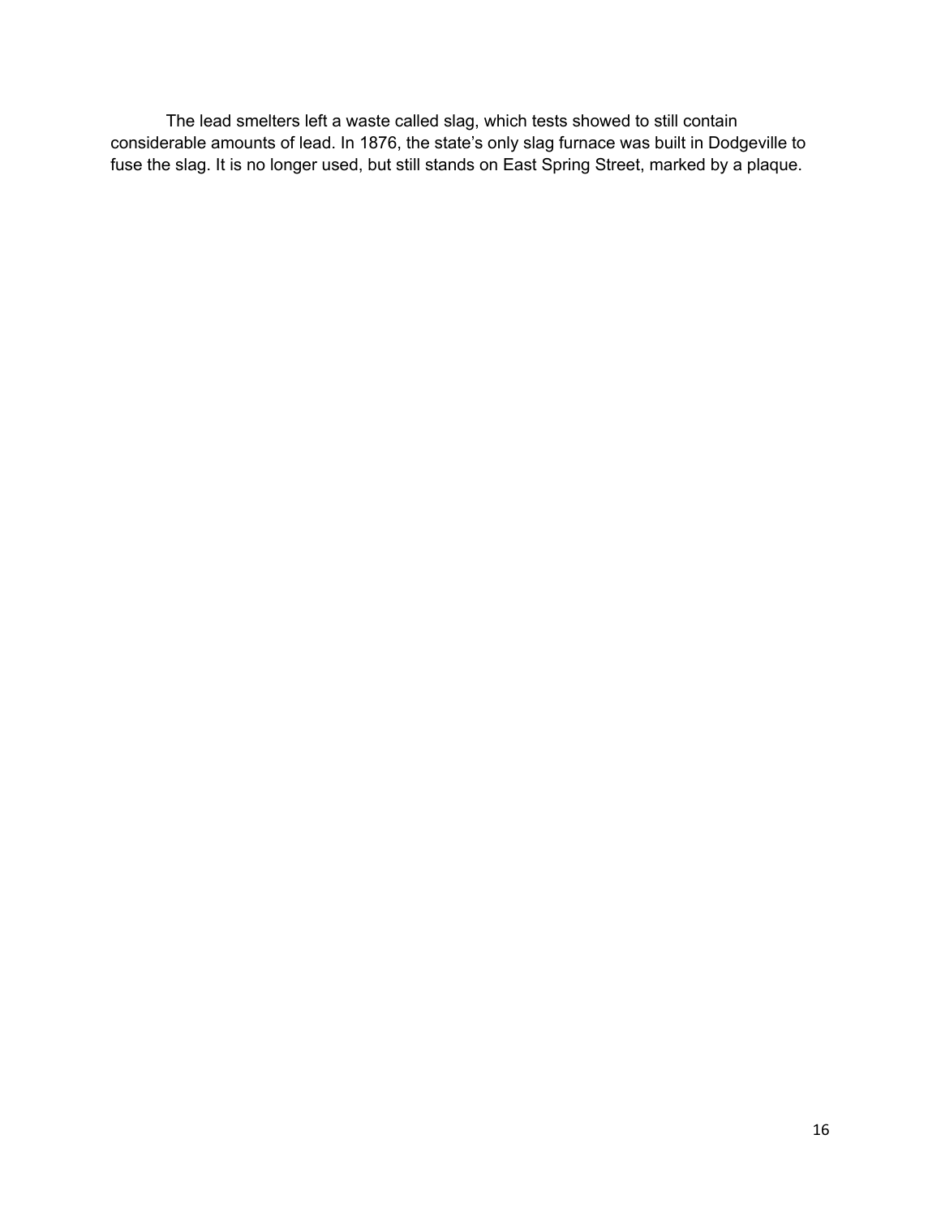The lead smelters left a waste called slag, which tests showed to still contain considerable amounts of lead. In 1876, the state's only slag furnace was built in Dodgeville to fuse the slag. It is no longer used, but still stands on East Spring Street, marked by a plaque.